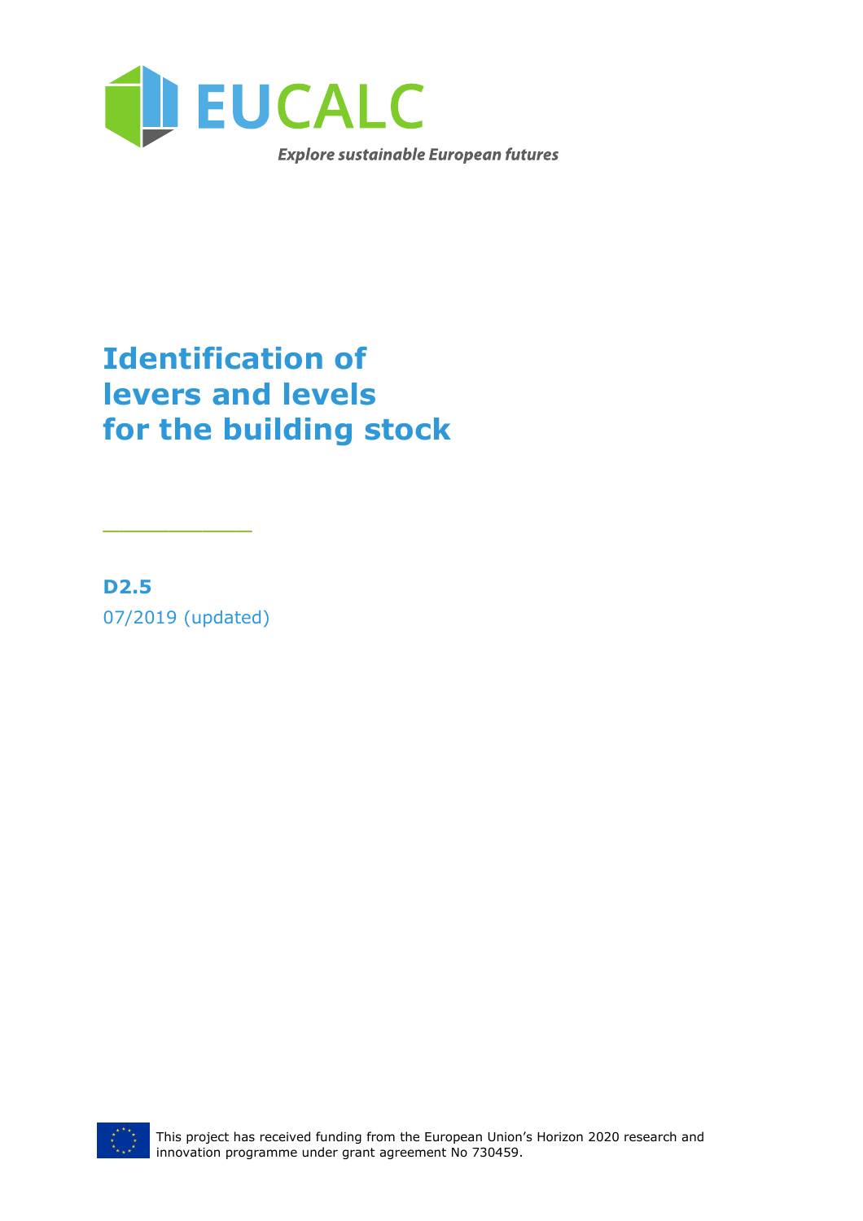EUCALC

*Explore sustainable European futures*

# Identification of levers and levels for the building stock

**D2.5**

07/2019 (updated)

This project has received funding from the European Union's Horizon 2020 research and innovation programme under grant agreement No 730459.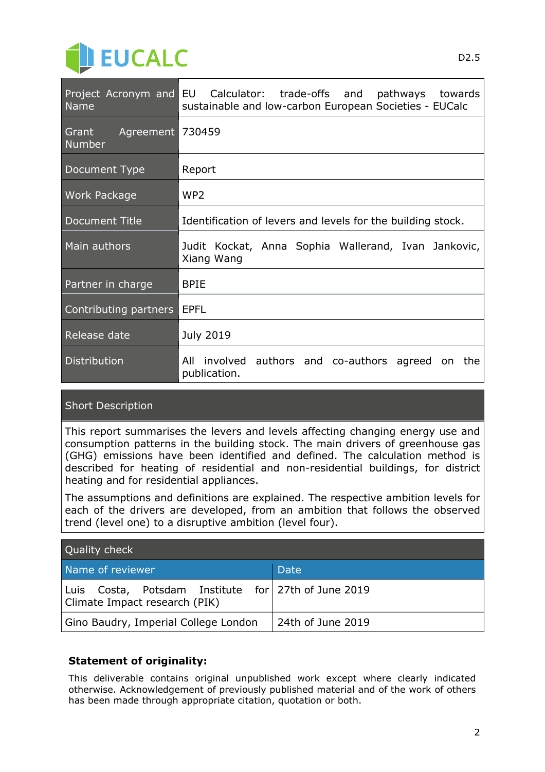| Project Acronym and Name | EU Calculator: trade-offs and pathways towards sustainable and low-carbon European Societies - EUCalc |
|---|---|
| Grant Agreement Number | 730459 |
| Document Type | Report |
| Work Package | WP2 |
| Document Title | Identification of levers and levels for the building stock. |
| Main authors | Judit Kockat, Anna Sophia Wallerand, Ivan Jankovic, Xiang Wang |
| Partner in charge | BPIE |
| Contributing partners | EPFL |
| Release date | July 2019 |
| Distribution | All involved authors and co-authors agreed on the publication. |

| Short Description |
|---|
| This report summarises the levers and levels affecting changing energy use and consumption patterns in the building stock. The main drivers of greenhouse gas (GHG) emissions have been identified and defined. The calculation method is described for heating of residential and non-residential buildings, for district heating and for residential appliances. <br><br> The assumptions and definitions are explained. The respective ambition levels for each of the drivers are developed, from an ambition that follows the observed trend (level one) to a disruptive ambition (level four). |

| Quality check | |
|---|---|
| **Name of reviewer** | **Date** |
| Luis Costa, Potsdam Institute for Climate Impact research (PIK) | 27th of June 2019 |
| Gino Baudry, Imperial College London | 24th of June 2019 |

**Statement of originality:**

This deliverable contains original unpublished work except where clearly indicated otherwise. Acknowledgement of previously published material and of the work of others has been made through appropriate citation, quotation or both.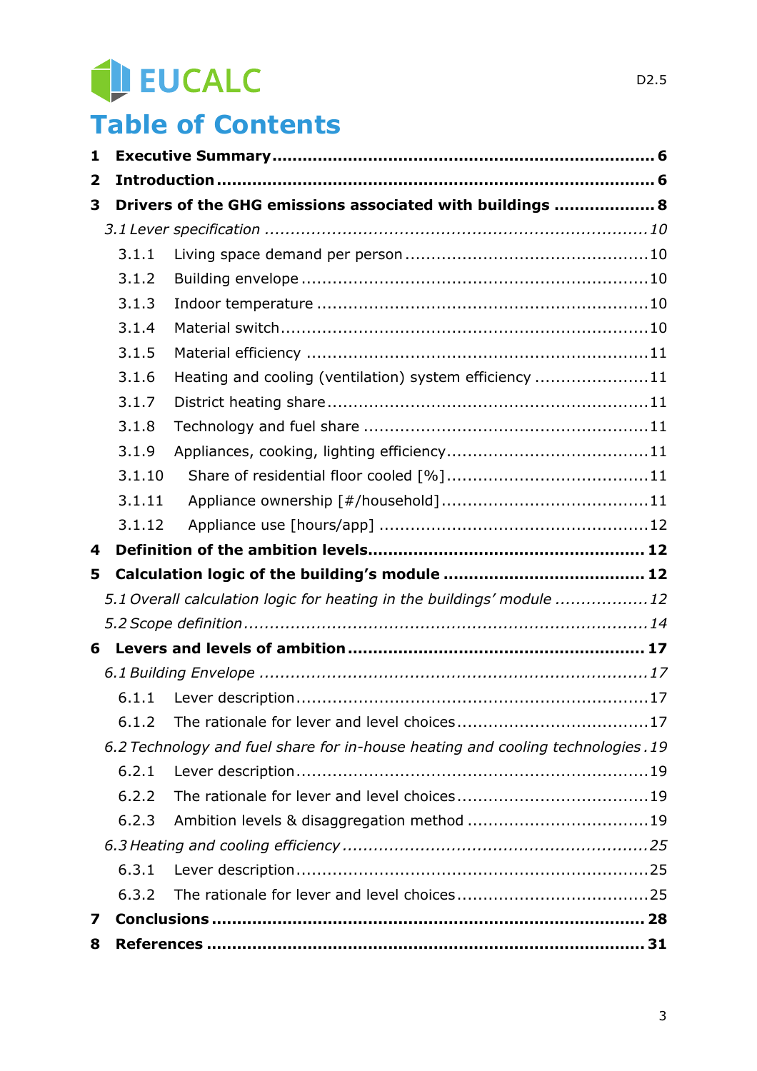# Table of Contents

**1 Executive Summary** ........................................................................ **6**

**2 Introduction** .................................................................................... **6**

**3 Drivers of the GHG emissions associated with buildings** ................... **8**

*3.1 Lever specification* ........................................................................ *10*

3.1.1 Living space demand per person ............................................... 10

3.1.2 Building envelope ..................................................................... 10

3.1.3 Indoor temperature .................................................................. 10

3.1.4 Material switch ......................................................................... 10

3.1.5 Material efficiency .................................................................... 11

3.1.6 Heating and cooling (ventilation) system efficiency ...................... 11

3.1.7 District heating share ................................................................ 11

3.1.8 Technology and fuel share ......................................................... 11

3.1.9 Appliances, cooking, lighting efficiency ....................................... 11

3.1.10 Share of residential floor cooled [%] ......................................... 11

3.1.11 Appliance ownership [#/household] ........................................... 11

3.1.12 Appliance use [hours/app] ....................................................... 12

**4 Definition of the ambition levels** ...................................................... **12**

**5 Calculation logic of the building's module** ....................................... **12**

*5.1 Overall calculation logic for heating in the buildings' module* ................. *12*

*5.2 Scope definition* ............................................................................. *14*

**6 Levers and levels of ambition** ......................................................... **17**

*6.1 Building Envelope* .......................................................................... *17*

6.1.1 Lever description ...................................................................... 17

6.1.2 The rationale for lever and level choices ..................................... 17

*6.2 Technology and fuel share for in-house heating and cooling technologies* . *19*

6.2.1 Lever description ...................................................................... 19

6.2.2 The rationale for lever and level choices ..................................... 19

6.2.3 Ambition levels & disaggregation method .................................... 19

*6.3 Heating and cooling efficiency* .......................................................... *25*

6.3.1 Lever description ...................................................................... 25

6.3.2 The rationale for lever and level choices ..................................... 25

**7 Conclusions** .................................................................................... **28**

**8 References** ..................................................................................... **31**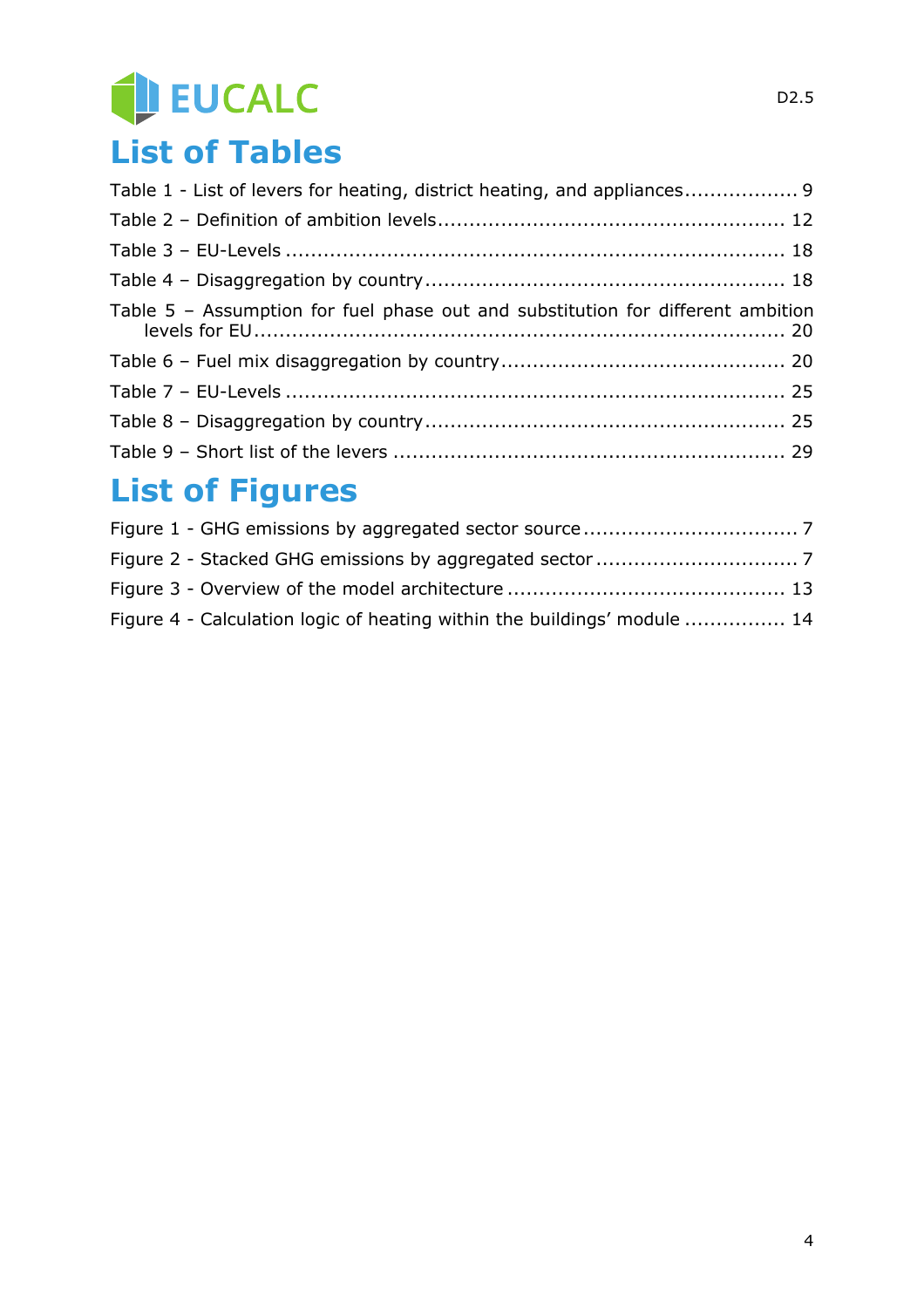# List of Tables

Table 1 - List of levers for heating, district heating, and appliances.................. 9

Table 2 – Definition of ambition levels....................................................... 12

Table 3 – EU-Levels ............................................................................... 18

Table 4 – Disaggregation by country......................................................... 18

Table 5 – Assumption for fuel phase out and substitution for different ambition levels for EU..................................................................................... 20

Table 6 – Fuel mix disaggregation by country............................................ 20

Table 7 – EU-Levels ............................................................................... 25

Table 8 – Disaggregation by country......................................................... 25

Table 9 – Short list of the levers ............................................................. 29

# List of Figures

Figure 1 - GHG emissions by aggregated sector source .................................. 7

Figure 2 - Stacked GHG emissions by aggregated sector ................................ 7

Figure 3 - Overview of the model architecture ............................................ 13

Figure 4 - Calculation logic of heating within the buildings' module ................ 14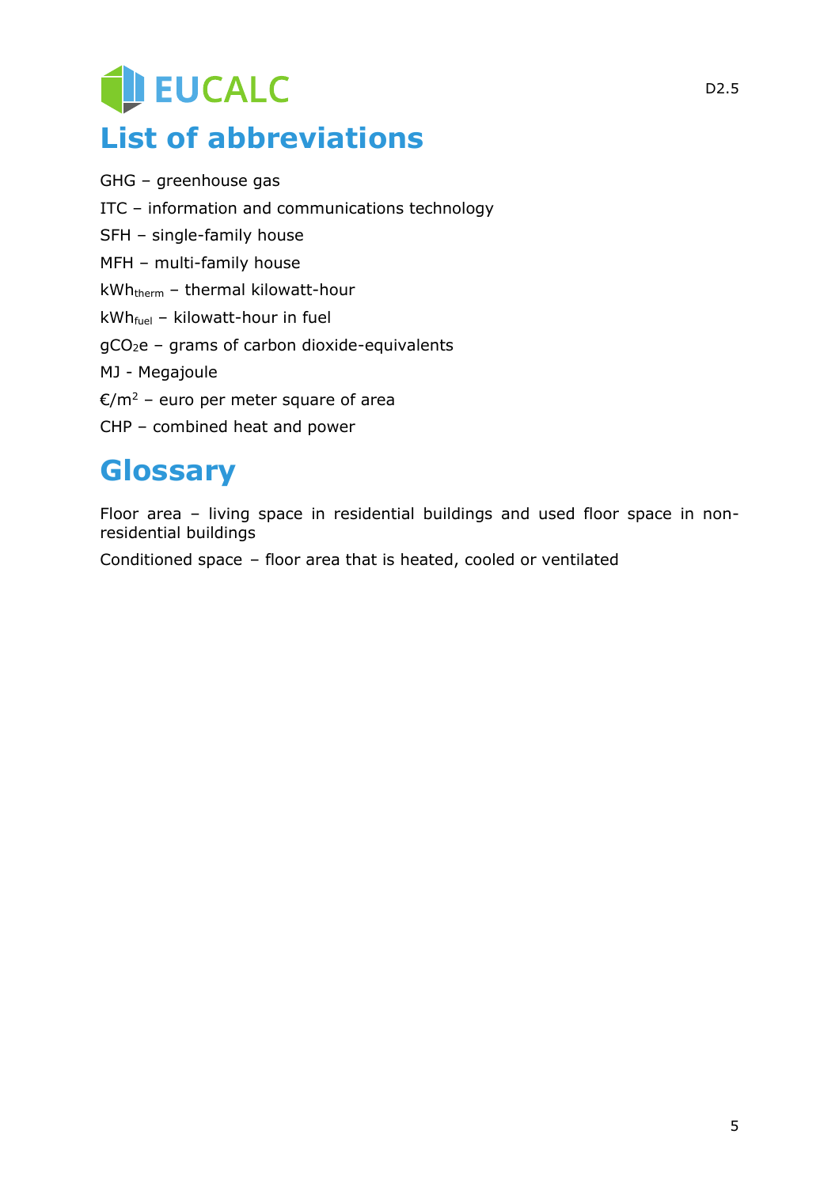# List of abbreviations

GHG – greenhouse gas

ITC – information and communications technology

SFH – single-family house

MFH – multi-family house

$kWh_{therm}$ – thermal kilowatt-hour

$kWh_{fuel}$ – kilowatt-hour in fuel

$gCO_2e$ – grams of carbon dioxide-equivalents

MJ - Megajoule

€/$m^2$ – euro per meter square of area

CHP – combined heat and power

# Glossary

Floor area – living space in residential buildings and used floor space in non-residential buildings

Conditioned space – floor area that is heated, cooled or ventilated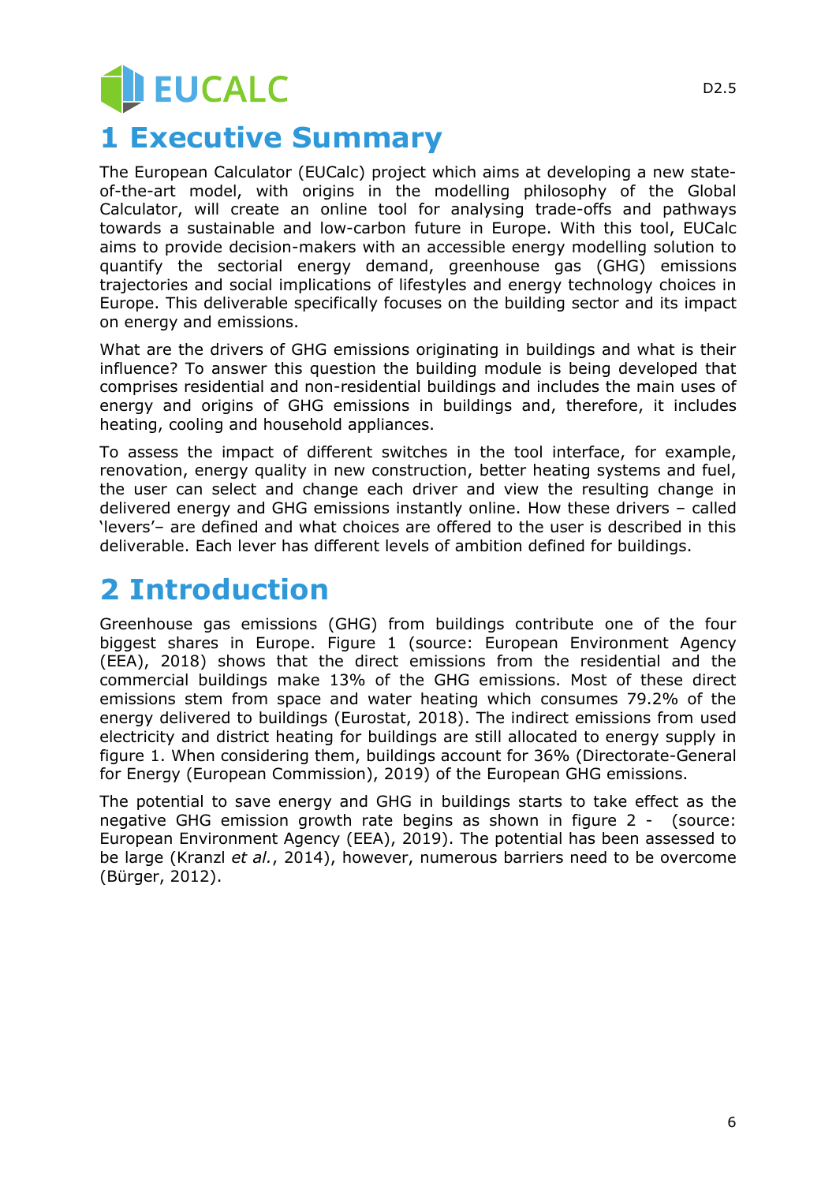# 1 Executive Summary

The European Calculator (EUCalc) project which aims at developing a new state-of-the-art model, with origins in the modelling philosophy of the Global Calculator, will create an online tool for analysing trade-offs and pathways towards a sustainable and low-carbon future in Europe. With this tool, EUCalc aims to provide decision-makers with an accessible energy modelling solution to quantify the sectorial energy demand, greenhouse gas (GHG) emissions trajectories and social implications of lifestyles and energy technology choices in Europe. This deliverable specifically focuses on the building sector and its impact on energy and emissions.

What are the drivers of GHG emissions originating in buildings and what is their influence? To answer this question the building module is being developed that comprises residential and non-residential buildings and includes the main uses of energy and origins of GHG emissions in buildings and, therefore, it includes heating, cooling and household appliances.

To assess the impact of different switches in the tool interface, for example, renovation, energy quality in new construction, better heating systems and fuel, the user can select and change each driver and view the resulting change in delivered energy and GHG emissions instantly online. How these drivers – called 'levers'– are defined and what choices are offered to the user is described in this deliverable. Each lever has different levels of ambition defined for buildings.

# 2 Introduction

Greenhouse gas emissions (GHG) from buildings contribute one of the four biggest shares in Europe. Figure 1 (source: European Environment Agency (EEA), 2018) shows that the direct emissions from the residential and the commercial buildings make 13% of the GHG emissions. Most of these direct emissions stem from space and water heating which consumes 79.2% of the energy delivered to buildings (Eurostat, 2018). The indirect emissions from used electricity and district heating for buildings are still allocated to energy supply in figure 1. When considering them, buildings account for 36% (Directorate-General for Energy (European Commission), 2019) of the European GHG emissions.

The potential to save energy and GHG in buildings starts to take effect as the negative GHG emission growth rate begins as shown in figure 2 - (source: European Environment Agency (EEA), 2019). The potential has been assessed to be large (Kranzl *et al.*, 2014), however, numerous barriers need to be overcome (Bürger, 2012).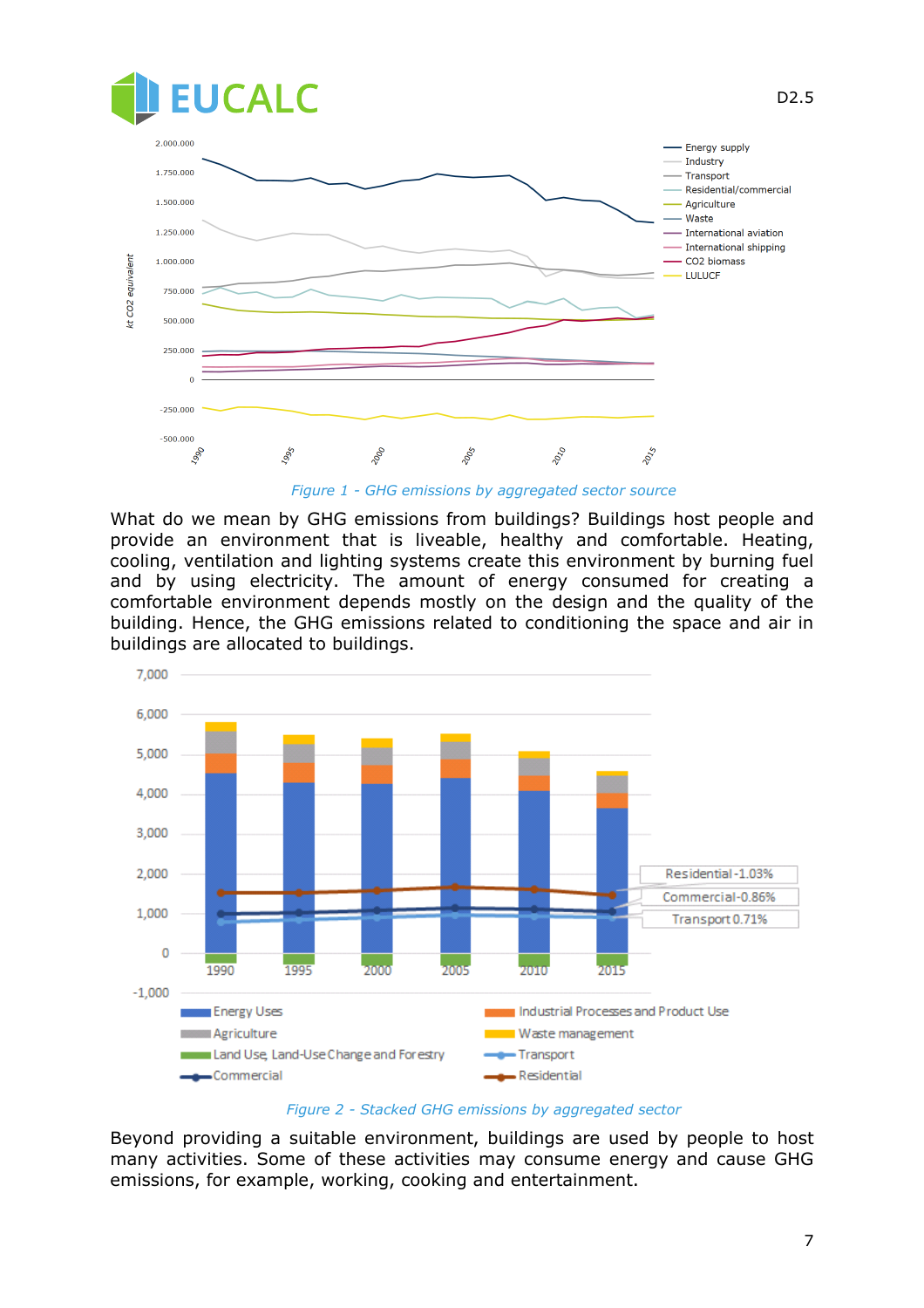2.000.000
1.750.000
1.500.000
1.250.000
1.000.000
750.000
500.000
250.000
0
-250.000
-500.000

kt CO2 equivalent

1990
1995
2000
2005
2010
2015

Energy supply
Industry
Transport
Residential/commercial
Agriculture
Waste
International aviation
International shipping
CO2 biomass
LULUCF

*Figure 1 - GHG emissions by aggregated sector source*

What do we mean by GHG emissions from buildings? Buildings host people and provide an environment that is liveable, healthy and comfortable. Heating, cooling, ventilation and lighting systems create this environment by burning fuel and by using electricity. The amount of energy consumed for creating a comfortable environment depends mostly on the design and the quality of the building. Hence, the GHG emissions related to conditioning the space and air in buildings are allocated to buildings.

7,000
6,000
5,000
4,000
3,000
2,000
1,000
0
-1,000

1990
1995
2000
2005
2010
2015

Residential -1.03%
Commercial -0.86%
Transport 0.71%

Energy Uses
Industrial Processes and Product Use
Agriculture
Waste management
Land Use, Land-Use Change and Forestry
Transport
Commercial
Residential

*Figure 2 - Stacked GHG emissions by aggregated sector*

Beyond providing a suitable environment, buildings are used by people to host many activities. Some of these activities may consume energy and cause GHG emissions, for example, working, cooking and entertainment.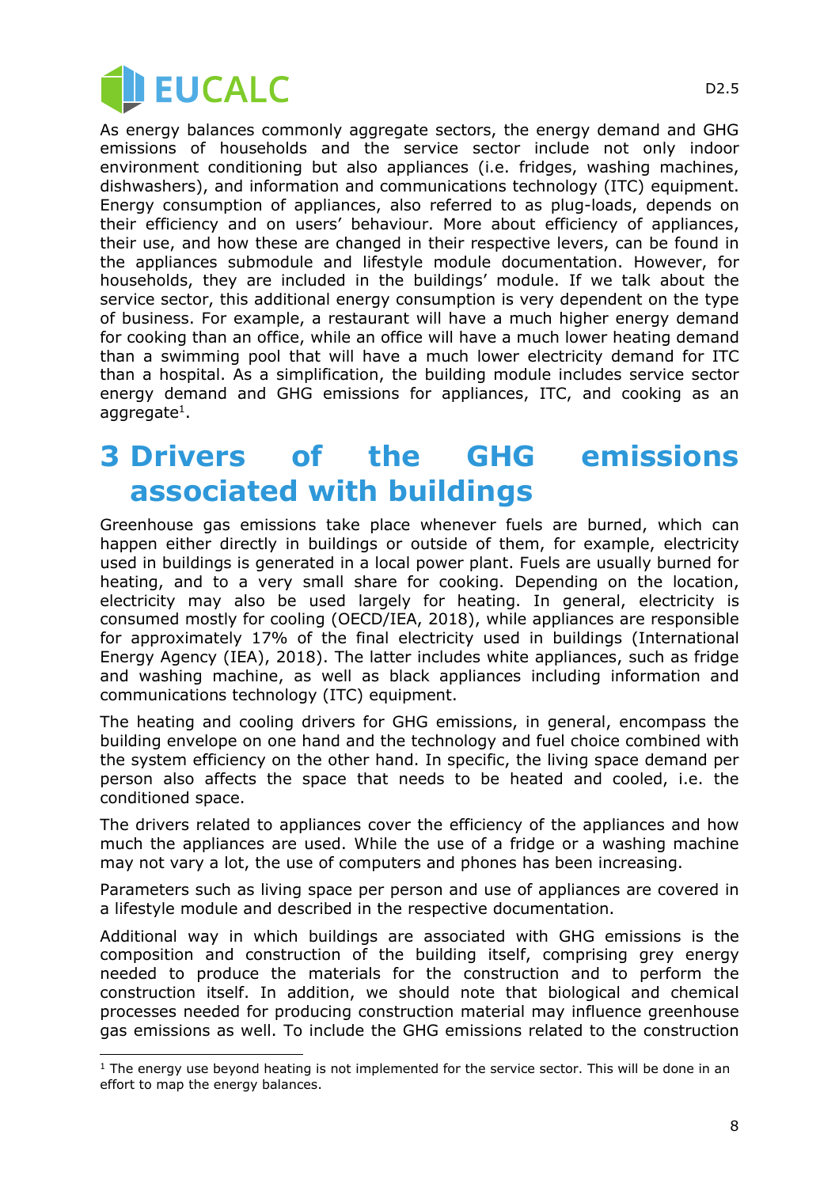As energy balances commonly aggregate sectors, the energy demand and GHG emissions of households and the service sector include not only indoor environment conditioning but also appliances (i.e. fridges, washing machines, dishwashers), and information and communications technology (ITC) equipment. Energy consumption of appliances, also referred to as plug-loads, depends on their efficiency and on users' behaviour. More about efficiency of appliances, their use, and how these are changed in their respective levers, can be found in the appliances submodule and lifestyle module documentation. However, for households, they are included in the buildings' module. If we talk about the service sector, this additional energy consumption is very dependent on the type of business. For example, a restaurant will have a much higher energy demand for cooking than an office, while an office will have a much lower heating demand than a swimming pool that will have a much lower electricity demand for ITC than a hospital. As a simplification, the building module includes service sector energy demand and GHG emissions for appliances, ITC, and cooking as an aggregate[1].

# 3 Drivers of the GHG emissions associated with buildings

Greenhouse gas emissions take place whenever fuels are burned, which can happen either directly in buildings or outside of them, for example, electricity used in buildings is generated in a local power plant. Fuels are usually burned for heating, and to a very small share for cooking. Depending on the location, electricity may also be used largely for heating. In general, electricity is consumed mostly for cooling (OECD/IEA, 2018), while appliances are responsible for approximately 17% of the final electricity used in buildings (International Energy Agency (IEA), 2018). The latter includes white appliances, such as fridge and washing machine, as well as black appliances including information and communications technology (ITC) equipment.

The heating and cooling drivers for GHG emissions, in general, encompass the building envelope on one hand and the technology and fuel choice combined with the system efficiency on the other hand. In specific, the living space demand per person also affects the space that needs to be heated and cooled, i.e. the conditioned space.

The drivers related to appliances cover the efficiency of the appliances and how much the appliances are used. While the use of a fridge or a washing machine may not vary a lot, the use of computers and phones has been increasing.

Parameters such as living space per person and use of appliances are covered in a lifestyle module and described in the respective documentation.

Additional way in which buildings are associated with GHG emissions is the composition and construction of the building itself, comprising grey energy needed to produce the materials for the construction and to perform the construction itself. In addition, we should note that biological and chemical processes needed for producing construction material may influence greenhouse gas emissions as well. To include the GHG emissions related to the construction

[1] The energy use beyond heating is not implemented for the service sector. This will be done in an effort to map the energy balances.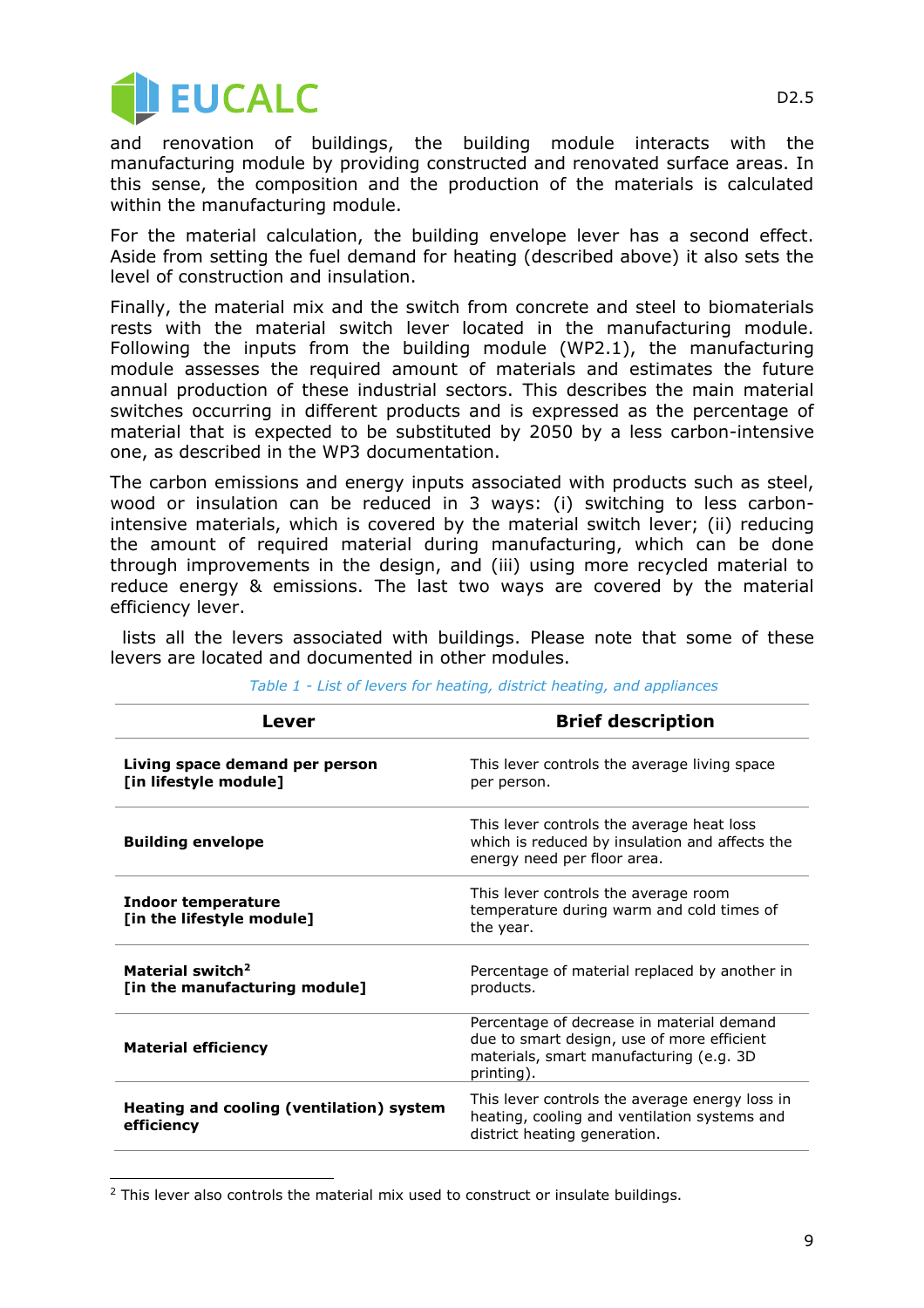and renovation of buildings, the building module interacts with the manufacturing module by providing constructed and renovated surface areas. In this sense, the composition and the production of the materials is calculated within the manufacturing module.

For the material calculation, the building envelope lever has a second effect. Aside from setting the fuel demand for heating (described above) it also sets the level of construction and insulation.

Finally, the material mix and the switch from concrete and steel to biomaterials rests with the material switch lever located in the manufacturing module. Following the inputs from the building module (WP2.1), the manufacturing module assesses the required amount of materials and estimates the future annual production of these industrial sectors. This describes the main material switches occurring in different products and is expressed as the percentage of material that is expected to be substituted by 2050 by a less carbon-intensive one, as described in the WP3 documentation.

The carbon emissions and energy inputs associated with products such as steel, wood or insulation can be reduced in 3 ways: (i) switching to less carbon-intensive materials, which is covered by the material switch lever; (ii) reducing the amount of required material during manufacturing, which can be done through improvements in the design, and (iii) using more recycled material to reduce energy & emissions. The last two ways are covered by the material efficiency lever.

lists all the levers associated with buildings. Please note that some of these levers are located and documented in other modules.

*Table 1 - List of levers for heating, district heating, and appliances*

| Lever | Brief description |
|---|---|
| **Living space demand per person [in lifestyle module]** | This lever controls the average living space per person. |
| **Building envelope** | This lever controls the average heat loss which is reduced by insulation and affects the energy need per floor area. |
| **Indoor temperature [in the lifestyle module]** | This lever controls the average room temperature during warm and cold times of the year. |
| **Material switch[2] [in the manufacturing module]** | Percentage of material replaced by another in products. |
| **Material efficiency** | Percentage of decrease in material demand due to smart design, use of more efficient materials, smart manufacturing (e.g. 3D printing). |
| **Heating and cooling (ventilation) system efficiency** | This lever controls the average energy loss in heating, cooling and ventilation systems and district heating generation. |

[2] This lever also controls the material mix used to construct or insulate buildings.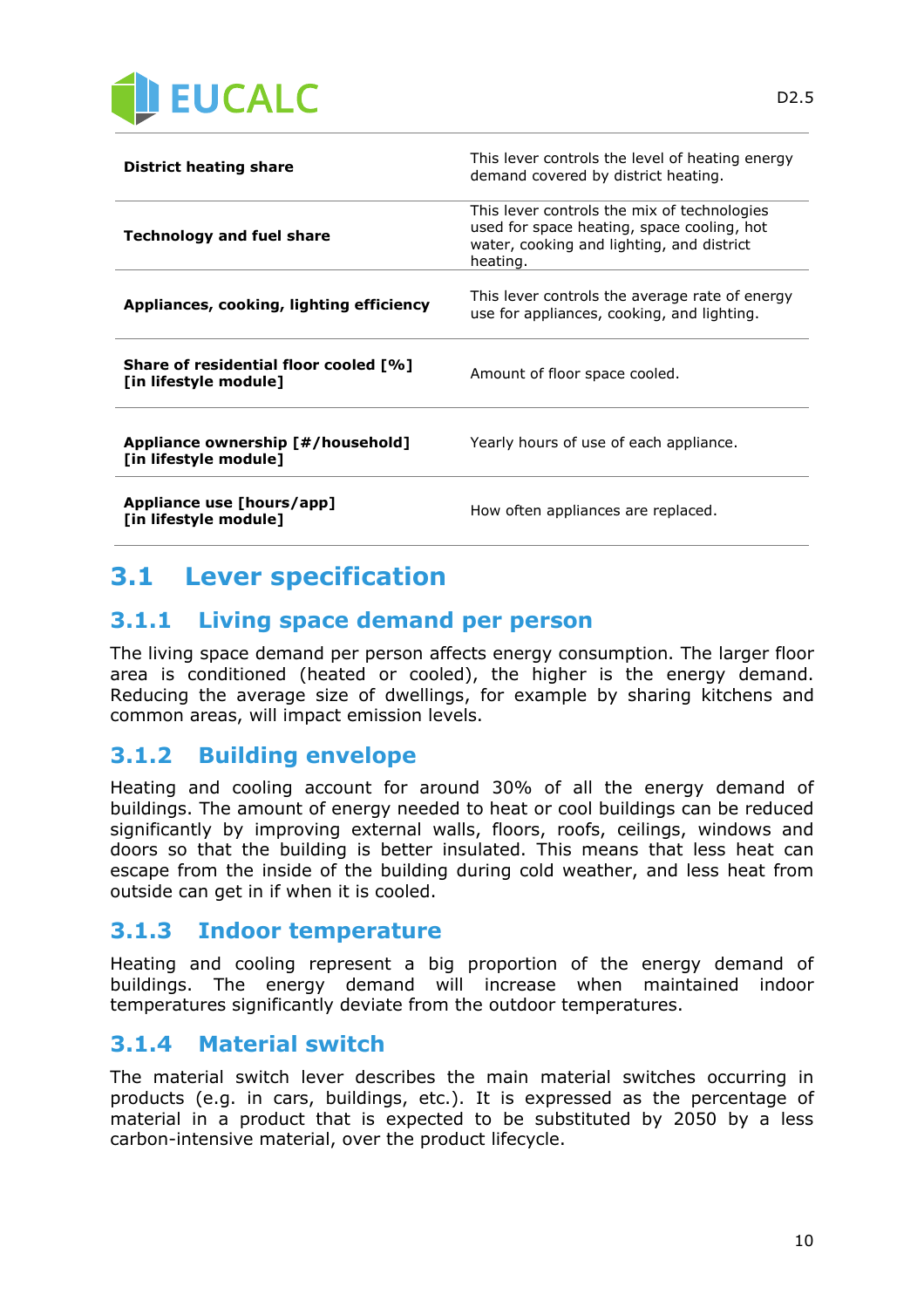| | |
|---|---|
| **District heating share** | This lever controls the level of heating energy demand covered by district heating. |
| **Technology and fuel share** | This lever controls the mix of technologies used for space heating, space cooling, hot water, cooking and lighting, and district heating. |
| **Appliances, cooking, lighting efficiency** | This lever controls the average rate of energy use for appliances, cooking, and lighting. |
| **Share of residential floor cooled [%] [in lifestyle module]** | Amount of floor space cooled. |
| **Appliance ownership [#/household] [in lifestyle module]** | Yearly hours of use of each appliance. |
| **Appliance use [hours/app] [in lifestyle module]** | How often appliances are replaced. |

## 3.1 Lever specification

### 3.1.1 Living space demand per person

The living space demand per person affects energy consumption. The larger floor area is conditioned (heated or cooled), the higher is the energy demand. Reducing the average size of dwellings, for example by sharing kitchens and common areas, will impact emission levels.

### 3.1.2 Building envelope

Heating and cooling account for around 30% of all the energy demand of buildings. The amount of energy needed to heat or cool buildings can be reduced significantly by improving external walls, floors, roofs, ceilings, windows and doors so that the building is better insulated. This means that less heat can escape from the inside of the building during cold weather, and less heat from outside can get in if when it is cooled.

### 3.1.3 Indoor temperature

Heating and cooling represent a big proportion of the energy demand of buildings. The energy demand will increase when maintained indoor temperatures significantly deviate from the outdoor temperatures.

### 3.1.4 Material switch

The material switch lever describes the main material switches occurring in products (e.g. in cars, buildings, etc.). It is expressed as the percentage of material in a product that is expected to be substituted by 2050 by a less carbon-intensive material, over the product lifecycle.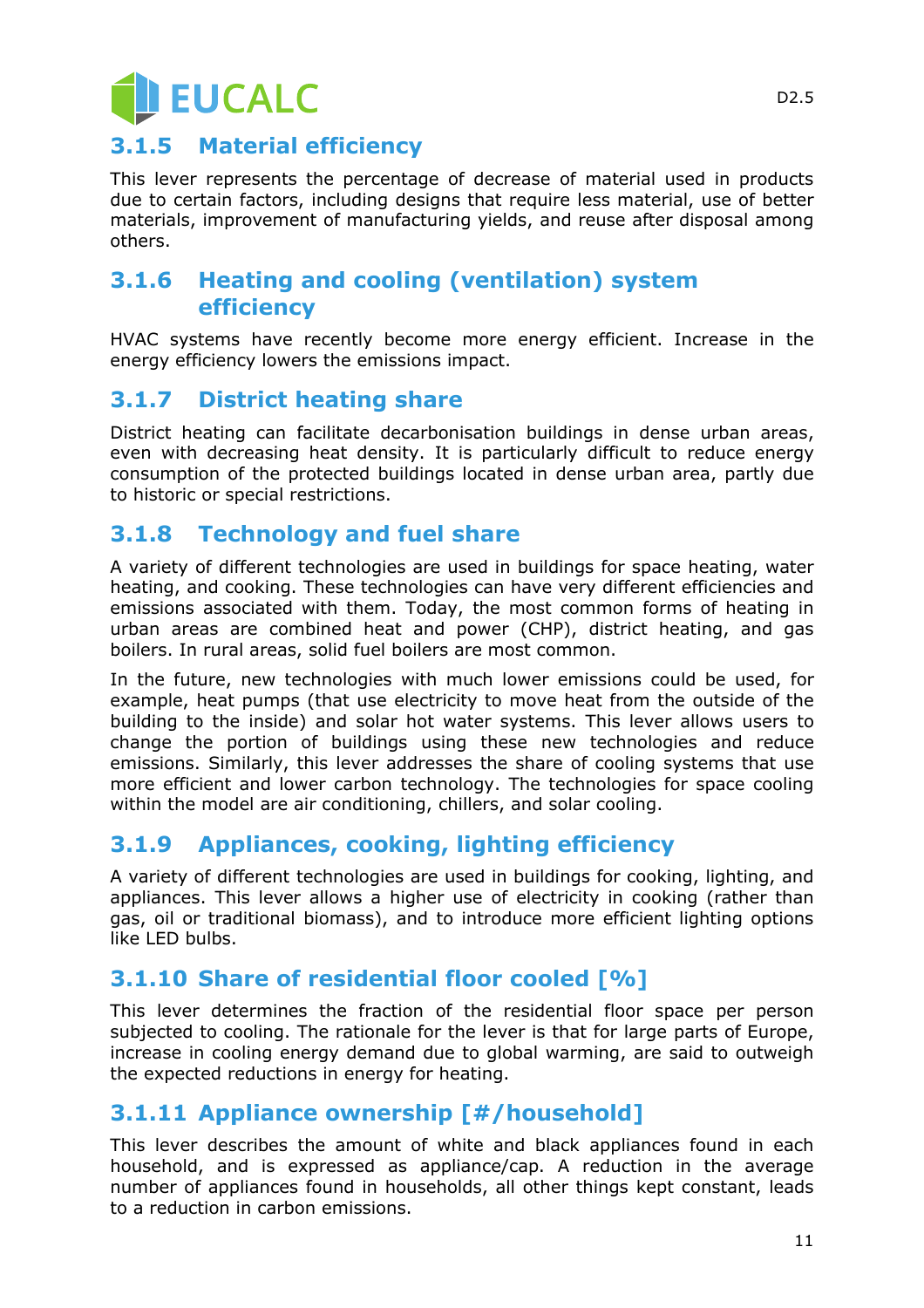### 3.1.5 Material efficiency

This lever represents the percentage of decrease of material used in products due to certain factors, including designs that require less material, use of better materials, improvement of manufacturing yields, and reuse after disposal among others.

### 3.1.6 Heating and cooling (ventilation) system efficiency

HVAC systems have recently become more energy efficient. Increase in the energy efficiency lowers the emissions impact.

### 3.1.7 District heating share

District heating can facilitate decarbonisation buildings in dense urban areas, even with decreasing heat density. It is particularly difficult to reduce energy consumption of the protected buildings located in dense urban area, partly due to historic or special restrictions.

### 3.1.8 Technology and fuel share

A variety of different technologies are used in buildings for space heating, water heating, and cooking. These technologies can have very different efficiencies and emissions associated with them. Today, the most common forms of heating in urban areas are combined heat and power (CHP), district heating, and gas boilers. In rural areas, solid fuel boilers are most common.

In the future, new technologies with much lower emissions could be used, for example, heat pumps (that use electricity to move heat from the outside of the building to the inside) and solar hot water systems. This lever allows users to change the portion of buildings using these new technologies and reduce emissions. Similarly, this lever addresses the share of cooling systems that use more efficient and lower carbon technology. The technologies for space cooling within the model are air conditioning, chillers, and solar cooling.

### 3.1.9 Appliances, cooking, lighting efficiency

A variety of different technologies are used in buildings for cooking, lighting, and appliances. This lever allows a higher use of electricity in cooking (rather than gas, oil or traditional biomass), and to introduce more efficient lighting options like LED bulbs.

### 3.1.10 Share of residential floor cooled [%]

This lever determines the fraction of the residential floor space per person subjected to cooling. The rationale for the lever is that for large parts of Europe, increase in cooling energy demand due to global warming, are said to outweigh the expected reductions in energy for heating.

### 3.1.11 Appliance ownership [#/household]

This lever describes the amount of white and black appliances found in each household, and is expressed as appliance/cap. A reduction in the average number of appliances found in households, all other things kept constant, leads to a reduction in carbon emissions.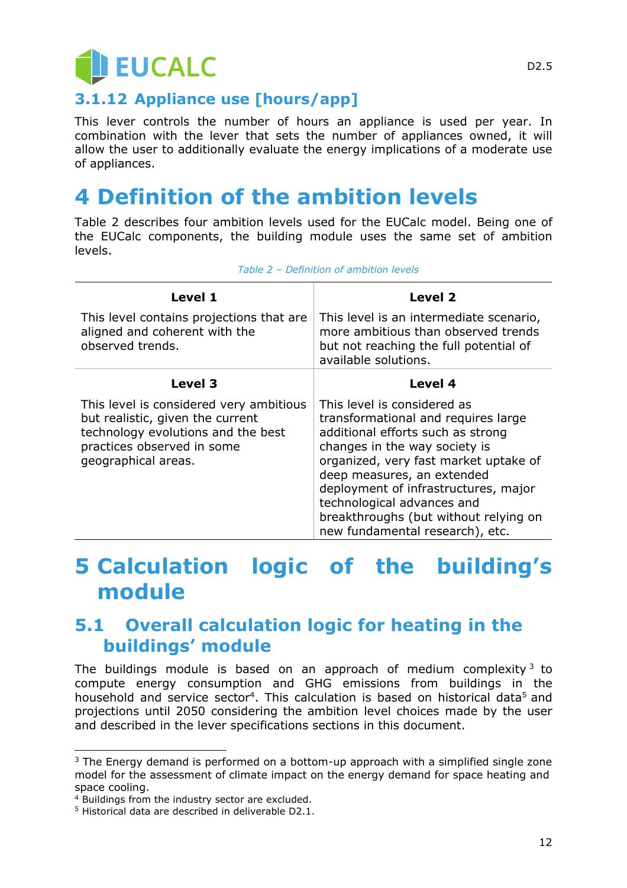### 3.1.12 Appliance use [hours/app]

This lever controls the number of hours an appliance is used per year. In combination with the lever that sets the number of appliances owned, it will allow the user to additionally evaluate the energy implications of a moderate use of appliances.

# 4 Definition of the ambition levels

Table 2 describes four ambition levels used for the EUCalc model. Being one of the EUCalc components, the building module uses the same set of ambition levels.

*Table 2 – Definition of ambition levels*

| Level 1 | Level 2 |
|---|---|
| This level contains projections that are aligned and coherent with the observed trends. | This level is an intermediate scenario, more ambitious than observed trends but not reaching the full potential of available solutions. |
| **Level 3** | **Level 4** |
| This level is considered very ambitious but realistic, given the current technology evolutions and the best practices observed in some geographical areas. | This level is considered as transformational and requires large additional efforts such as strong changes in the way society is organized, very fast market uptake of deep measures, an extended deployment of infrastructures, major technological advances and breakthroughs (but without relying on new fundamental research), etc. |

# 5 Calculation logic of the building's module

## 5.1 Overall calculation logic for heating in the buildings' module

The buildings module is based on an approach of medium complexity[3] to compute energy consumption and GHG emissions from buildings in the household and service sector[4]. This calculation is based on historical data[5] and projections until 2050 considering the ambition level choices made by the user and described in the lever specifications sections in this document.

[3] The Energy demand is performed on a bottom-up approach with a simplified single zone model for the assessment of climate impact on the energy demand for space heating and space cooling.

[4] Buildings from the industry sector are excluded.

[5] Historical data are described in deliverable D2.1.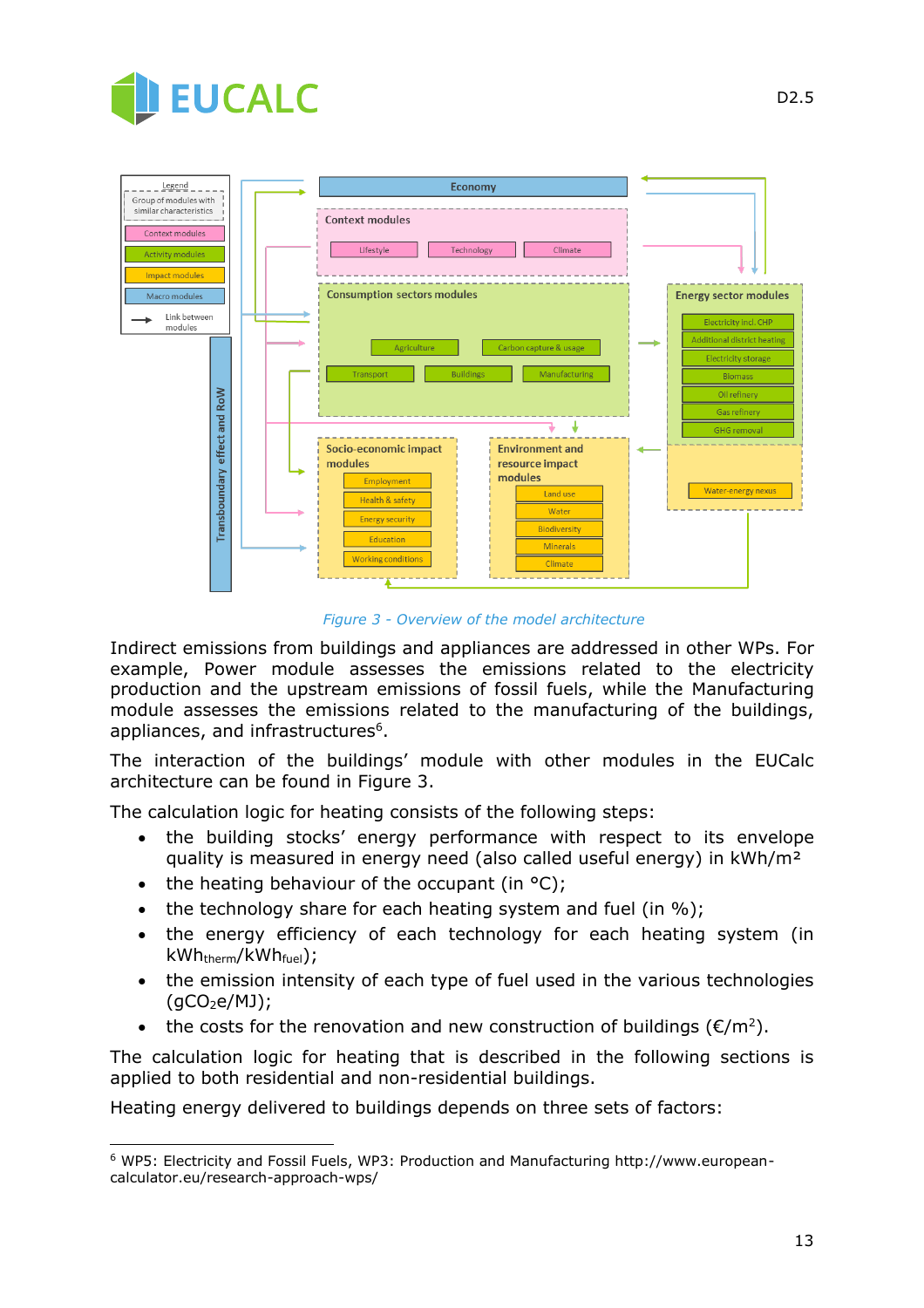Legend
Group of modules with similar characteristics
Context modules
Activity modules
Impact modules
Macro modules
Link between modules

Transboundary effect and RoW

Economy

Context modules
Lifestyle
Technology
Climate

Consumption sectors modules
Agriculture
Carbon capture & usage
Transport
Buildings
Manufacturing

Energy sector modules
Electricity incl. CHP
Additional district heating
Electricity storage
Biomass
Oil refinery
Gas refinery
GHG removal
Water-energy nexus

Socio-economic impact modules
Employment
Health & safety
Energy security
Education
Working conditions

Environment and resource impact modules
Land use
Water
Biodiversity
Minerals
Climate

*Figure 3 - Overview of the model architecture*

Indirect emissions from buildings and appliances are addressed in other WPs. For example, Power module assesses the emissions related to the electricity production and the upstream emissions of fossil fuels, while the Manufacturing module assesses the emissions related to the manufacturing of the buildings, appliances, and infrastructures[6].

The interaction of the buildings' module with other modules in the EUCalc architecture can be found in Figure 3.

The calculation logic for heating consists of the following steps:

- the building stocks' energy performance with respect to its envelope quality is measured in energy need (also called useful energy) in kWh/m²
- the heating behaviour of the occupant (in °C);
- the technology share for each heating system and fuel (in %);
- the energy efficiency of each technology for each heating system (in $kWh_{therm}/kWh_{fuel}$);
- the emission intensity of each type of fuel used in the various technologies ($gCO_2e/MJ$);
- the costs for the renovation and new construction of buildings (€/m²).

The calculation logic for heating that is described in the following sections is applied to both residential and non-residential buildings.

Heating energy delivered to buildings depends on three sets of factors:

[6] WP5: Electricity and Fossil Fuels, WP3: Production and Manufacturing http://www.european-calculator.eu/research-approach-wps/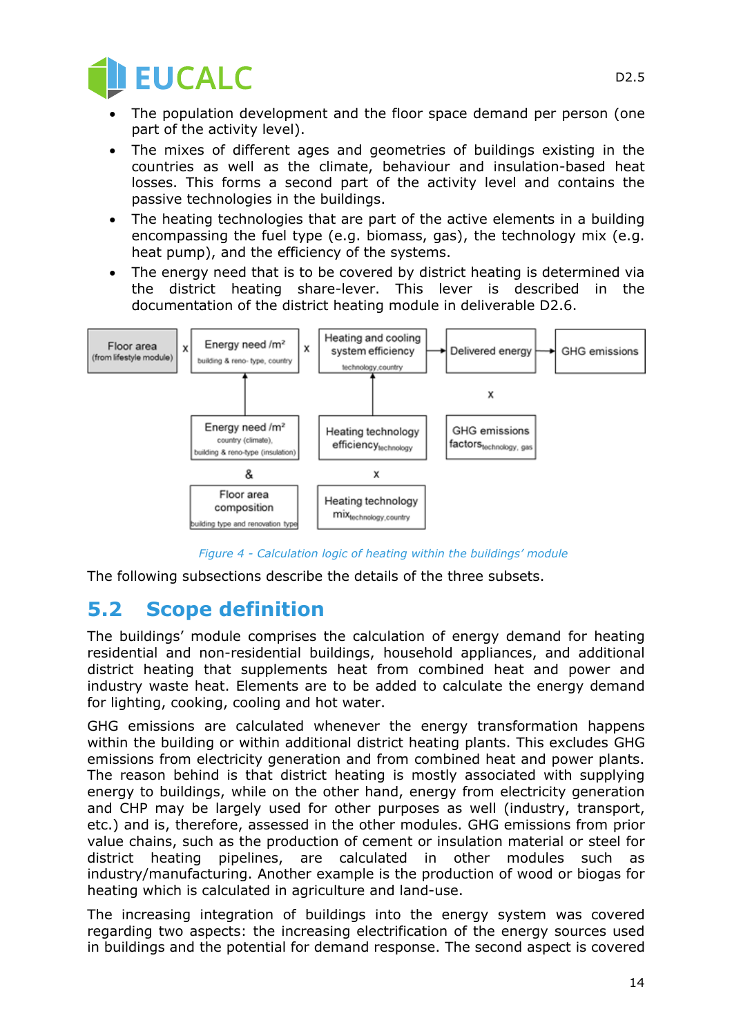- The population development and the floor space demand per person (one part of the activity level).
- The mixes of different ages and geometries of buildings existing in the countries as well as the climate, behaviour and insulation-based heat losses. This forms a second part of the activity level and contains the passive technologies in the buildings.
- The heating technologies that are part of the active elements in a building encompassing the fuel type (e.g. biomass, gas), the technology mix (e.g. heat pump), and the efficiency of the systems.
- The energy need that is to be covered by district heating is determined via the district heating share-lever. This lever is described in the documentation of the district heating module in deliverable D2.6.

Floor area (from lifestyle module)

x

Energy need /m² building & reno- type, country

x

Heating and cooling system efficiency technology,country

Delivered energy

GHG emissions

Energy need /m² country (climate), building & reno-type (insulation)

&

Floor area composition building type and renovation type

Heating technology efficiency$_{technology}$

x

Heating technology mix$_{technology,country}$

x

GHG emissions factors$_{technology, gas}$

*Figure 4 - Calculation logic of heating within the buildings' module*

The following subsections describe the details of the three subsets.

## 5.2 Scope definition

The buildings' module comprises the calculation of energy demand for heating residential and non-residential buildings, household appliances, and additional district heating that supplements heat from combined heat and power and industry waste heat. Elements are to be added to calculate the energy demand for lighting, cooking, cooling and hot water.

GHG emissions are calculated whenever the energy transformation happens within the building or within additional district heating plants. This excludes GHG emissions from electricity generation and from combined heat and power plants. The reason behind is that district heating is mostly associated with supplying energy to buildings, while on the other hand, energy from electricity generation and CHP may be largely used for other purposes as well (industry, transport, etc.) and is, therefore, assessed in the other modules. GHG emissions from prior value chains, such as the production of cement or insulation material or steel for district heating pipelines, are calculated in other modules such as industry/manufacturing. Another example is the production of wood or biogas for heating which is calculated in agriculture and land-use.

The increasing integration of buildings into the energy system was covered regarding two aspects: the increasing electrification of the energy sources used in buildings and the potential for demand response. The second aspect is covered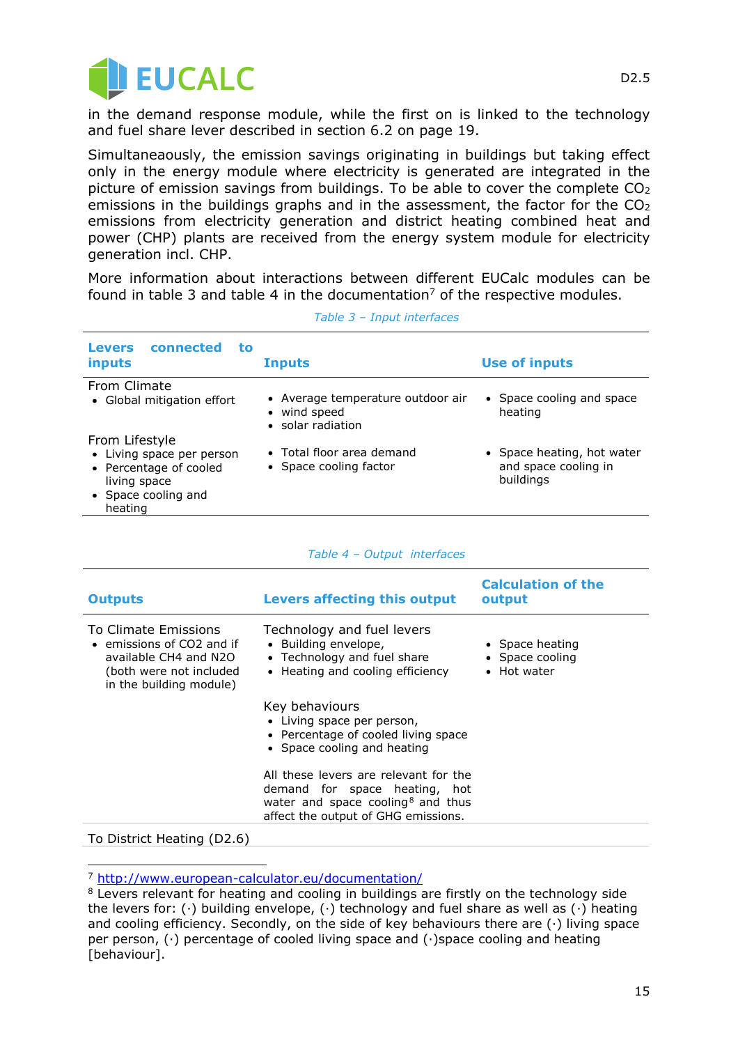in the demand response module, while the first on is linked to the technology and fuel share lever described in section 6.2 on page 19.

Simultaneously, the emission savings originating in buildings but taking effect only in the energy module where electricity is generated are integrated in the picture of emission savings from buildings. To be able to cover the complete $CO_2$ emissions in the buildings graphs and in the assessment, the factor for the $CO_2$ emissions from electricity generation and district heating combined heat and power (CHP) plants are received from the energy system module for electricity generation incl. CHP.

More information about interactions between different EUCalc modules can be found in table 3 and table 4 in the documentation[7] of the respective modules.

*Table 3 – Input interfaces*

| Levers connected to inputs | Inputs | Use of inputs |
|---|---|---|
| From Climate<br>• Global mitigation effort | • Average temperature outdoor air<br>• wind speed<br>• solar radiation | • Space cooling and space heating |
| From Lifestyle<br>• Living space per person<br>• Percentage of cooled living space<br>• Space cooling and heating | • Total floor area demand<br>• Space cooling factor | • Space heating, hot water and space cooling in buildings |

*Table 4 – Output interfaces*

| Outputs | Levers affecting this output | Calculation of the output |
|---|---|---|
| To Climate Emissions<br>• emissions of CO2 and if available CH4 and N2O (both were not included in the building module) | Technology and fuel levers<br>• Building envelope,<br>• Technology and fuel share<br>• Heating and cooling efficiency<br><br>Key behaviours<br>• Living space per person,<br>• Percentage of cooled living space<br>• Space cooling and heating<br><br>All these levers are relevant for the demand for space heating, hot water and space cooling[8] and thus affect the output of GHG emissions. | • Space heating<br>• Space cooling<br>• Hot water |
| To District Heating (D2.6) | | |

[7] http://www.european-calculator.eu/documentation/

[8] Levers relevant for heating and cooling in buildings are firstly on the technology side the levers for: (·) building envelope, (·) technology and fuel share as well as (·) heating and cooling efficiency. Secondly, on the side of key behaviours there are (·) living space per person, (·) percentage of cooled living space and (·)space cooling and heating [behaviour].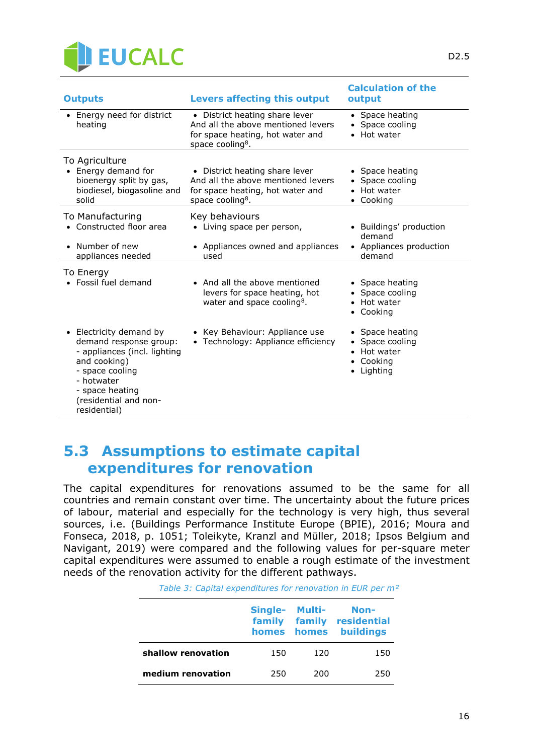| Outputs | Levers affecting this output | Calculation of the output |
|---|---|---|
| • Energy need for district heating | • District heating share lever And all the above mentioned levers for space heating, hot water and space cooling[8]. | • Space heating • Space cooling • Hot water |
| To Agriculture • Energy demand for bioenergy split by gas, biodiesel, biogasoline and solid | • District heating share lever And all the above mentioned levers for space heating, hot water and space cooling[8]. | • Space heating • Space cooling • Hot water • Cooking |
| To Manufacturing • Constructed floor area • Number of new appliances needed | Key behaviours • Living space per person, • Appliances owned and appliances used | • Buildings' production demand • Appliances production demand |
| To Energy • Fossil fuel demand | • And all the above mentioned levers for space heating, hot water and space cooling[8]. | • Space heating • Space cooling • Hot water • Cooking |
| • Electricity demand by demand response group: - appliances (incl. lighting and cooking) - space cooling - hotwater - space heating (residential and non-residential) | • Key Behaviour: Appliance use • Technology: Appliance efficiency | • Space heating • Space cooling • Hot water • Cooking • Lighting |

## 5.3 Assumptions to estimate capital expenditures for renovation

The capital expenditures for renovations assumed to be the same for all countries and remain constant over time. The uncertainty about the future prices of labour, material and especially for the technology is very high, thus several sources, i.e. (Buildings Performance Institute Europe (BPIE), 2016; Moura and Fonseca, 2018, p. 1051; Toleikyte, Kranzl and Müller, 2018; Ipsos Belgium and Navigant, 2019) were compared and the following values for per-square meter capital expenditures were assumed to enable a rough estimate of the investment needs of the renovation activity for the different pathways.

*Table 3: Capital expenditures for renovation in EUR per m²*

| | Single-family homes | Multi-family homes | Non-residential buildings |
|---|---|---|---|
| **shallow renovation** | 150 | 120 | 150 |
| **medium renovation** | 250 | 200 | 250 |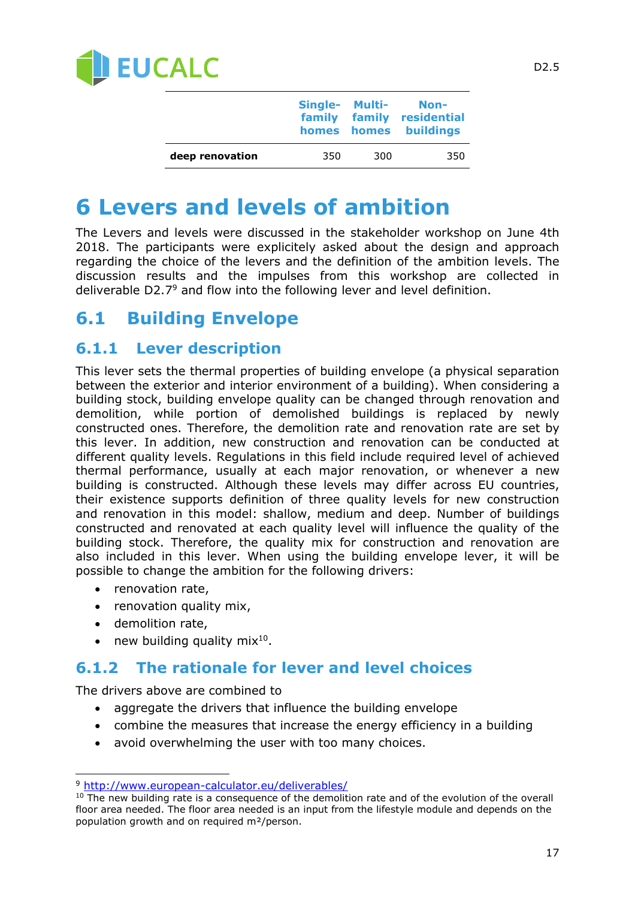| | Single-family homes | Multi-family homes | Non-residential buildings |
|---|---|---|---|
| **deep renovation** | 350 | 300 | 350 |

# 6 Levers and levels of ambition

The Levers and levels were discussed in the stakeholder workshop on June 4th 2018. The participants were explicitely asked about the design and approach regarding the choice of the levers and the definition of the ambition levels. The discussion results and the impulses from this workshop are collected in deliverable D2.7[9] and flow into the following lever and level definition.

## 6.1 Building Envelope

### 6.1.1 Lever description

This lever sets the thermal properties of building envelope (a physical separation between the exterior and interior environment of a building). When considering a building stock, building envelope quality can be changed through renovation and demolition, while portion of demolished buildings is replaced by newly constructed ones. Therefore, the demolition rate and renovation rate are set by this lever. In addition, new construction and renovation can be conducted at different quality levels. Regulations in this field include required level of achieved thermal performance, usually at each major renovation, or whenever a new building is constructed. Although these levels may differ across EU countries, their existence supports definition of three quality levels for new construction and renovation in this model: shallow, medium and deep. Number of buildings constructed and renovated at each quality level will influence the quality of the building stock. Therefore, the quality mix for construction and renovation are also included in this lever. When using the building envelope lever, it will be possible to change the ambition for the following drivers:

- renovation rate,
- renovation quality mix,
- demolition rate,
- new building quality mix[10].

### 6.1.2 The rationale for lever and level choices

The drivers above are combined to

- aggregate the drivers that influence the building envelope
- combine the measures that increase the energy efficiency in a building
- avoid overwhelming the user with too many choices.

[9] http://www.european-calculator.eu/deliverables/

[10] The new building rate is a consequence of the demolition rate and of the evolution of the overall floor area needed. The floor area needed is an input from the lifestyle module and depends on the population growth and on required m²/person.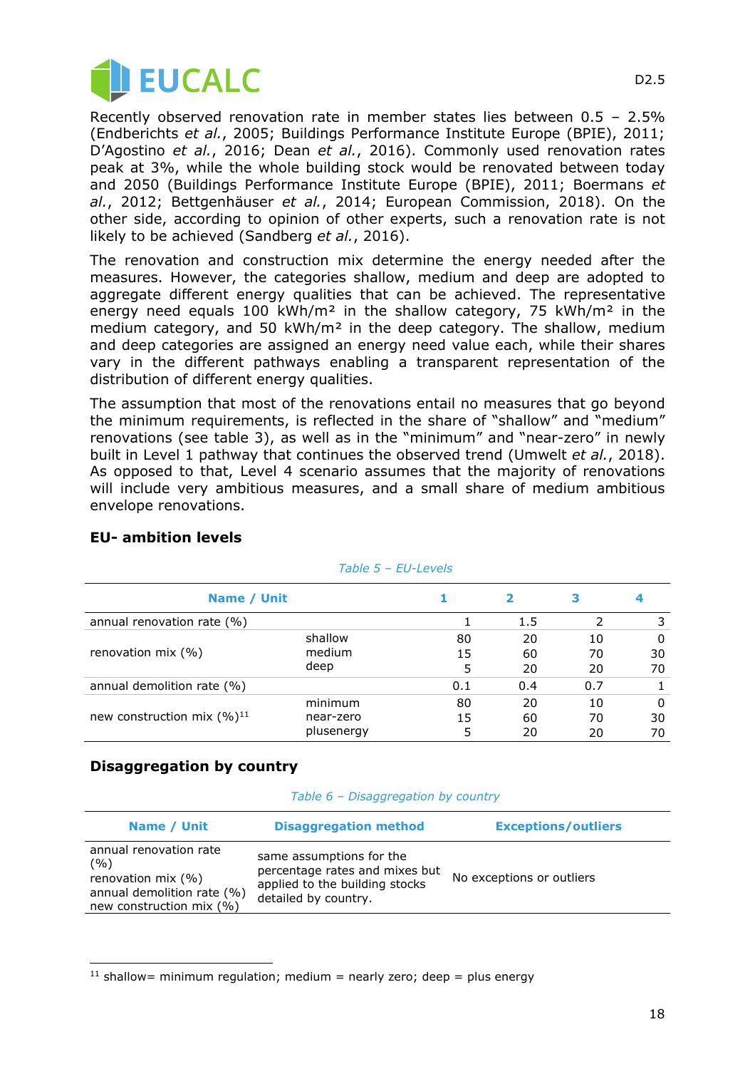Recently observed renovation rate in member states lies between 0.5 – 2.5% (Endberichts *et al.*, 2005; Buildings Performance Institute Europe (BPIE), 2011; D'Agostino *et al.*, 2016; Dean *et al.*, 2016). Commonly used renovation rates peak at 3%, while the whole building stock would be renovated between today and 2050 (Buildings Performance Institute Europe (BPIE), 2011; Boermans *et al.*, 2012; Bettgenhäuser *et al.*, 2014; European Commission, 2018). On the other side, according to opinion of other experts, such a renovation rate is not likely to be achieved (Sandberg *et al.*, 2016).

The renovation and construction mix determine the energy needed after the measures. However, the categories shallow, medium and deep are adopted to aggregate different energy qualities that can be achieved. The representative energy need equals 100 kWh/m² in the shallow category, 75 kWh/m² in the medium category, and 50 kWh/m² in the deep category. The shallow, medium and deep categories are assigned an energy need value each, while their shares vary in the different pathways enabling a transparent representation of the distribution of different energy qualities.

The assumption that most of the renovations entail no measures that go beyond the minimum requirements, is reflected in the share of "shallow" and "medium" renovations (see table 3), as well as in the "minimum" and "near-zero" in newly built in Level 1 pathway that continues the observed trend (Umwelt *et al.*, 2018). As opposed to that, Level 4 scenario assumes that the majority of renovations will include very ambitious measures, and a small share of medium ambitious envelope renovations.

### EU- ambition levels

*Table 5 – EU-Levels*

| Name / Unit | | 1 | 2 | 3 | 4 |
|---|---|---|---|---|---|
| annual renovation rate (%) | | 1 | 1.5 | 2 | 3 |
| renovation mix (%) | shallow | 80 | 20 | 10 | 0 |
| | medium | 15 | 60 | 70 | 30 |
| | deep | 5 | 20 | 20 | 70 |
| annual demolition rate (%) | | 0.1 | 0.4 | 0.7 | 1 |
| new construction mix (%)[11] | minimum | 80 | 20 | 10 | 0 |
| | near-zero | 15 | 60 | 70 | 30 |
| | plusenergy | 5 | 20 | 20 | 70 |

### Disaggregation by country

*Table 6 – Disaggregation by country*

| Name / Unit | Disaggregation method | Exceptions/outliers |
|---|---|---|
| annual renovation rate (%)<br>renovation mix (%)<br>annual demolition rate (%)<br>new construction mix (%) | same assumptions for the percentage rates and mixes but applied to the building stocks detailed by country. | No exceptions or outliers |

[11] shallow= minimum regulation; medium = nearly zero; deep = plus energy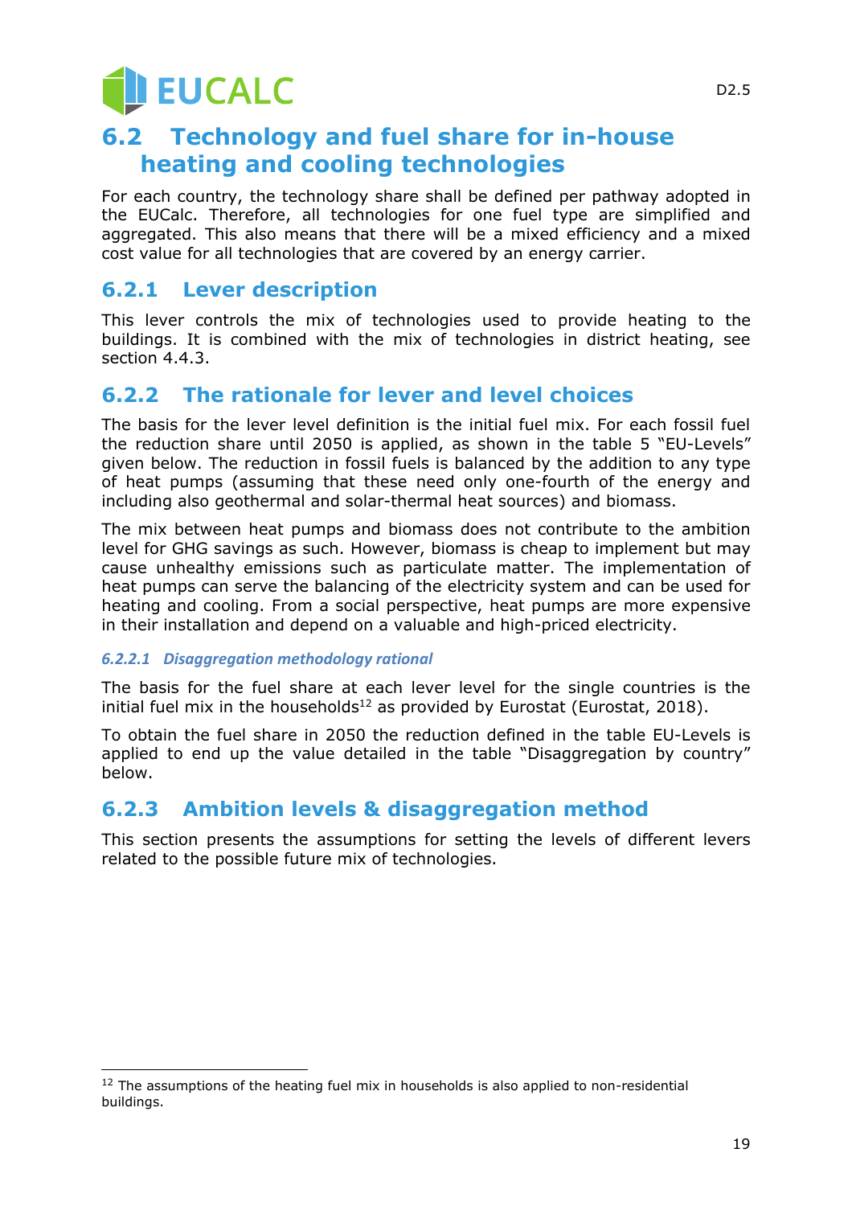## 6.2 Technology and fuel share for in-house heating and cooling technologies

For each country, the technology share shall be defined per pathway adopted in the EUCalc. Therefore, all technologies for one fuel type are simplified and aggregated. This also means that there will be a mixed efficiency and a mixed cost value for all technologies that are covered by an energy carrier.

### 6.2.1 Lever description

This lever controls the mix of technologies used to provide heating to the buildings. It is combined with the mix of technologies in district heating, see section 4.4.3.

### 6.2.2 The rationale for lever and level choices

The basis for the lever level definition is the initial fuel mix. For each fossil fuel the reduction share until 2050 is applied, as shown in the table 5 "EU-Levels" given below. The reduction in fossil fuels is balanced by the addition to any type of heat pumps (assuming that these need only one-fourth of the energy and including also geothermal and solar-thermal heat sources) and biomass.

The mix between heat pumps and biomass does not contribute to the ambition level for GHG savings as such. However, biomass is cheap to implement but may cause unhealthy emissions such as particulate matter. The implementation of heat pumps can serve the balancing of the electricity system and can be used for heating and cooling. From a social perspective, heat pumps are more expensive in their installation and depend on a valuable and high-priced electricity.

#### *6.2.2.1 Disaggregation methodology rational*

The basis for the fuel share at each lever level for the single countries is the initial fuel mix in the households[12] as provided by Eurostat (Eurostat, 2018).

To obtain the fuel share in 2050 the reduction defined in the table EU-Levels is applied to end up the value detailed in the table "Disaggregation by country" below.

### 6.2.3 Ambition levels & disaggregation method

This section presents the assumptions for setting the levels of different levers related to the possible future mix of technologies.

[12] The assumptions of the heating fuel mix in households is also applied to non-residential buildings.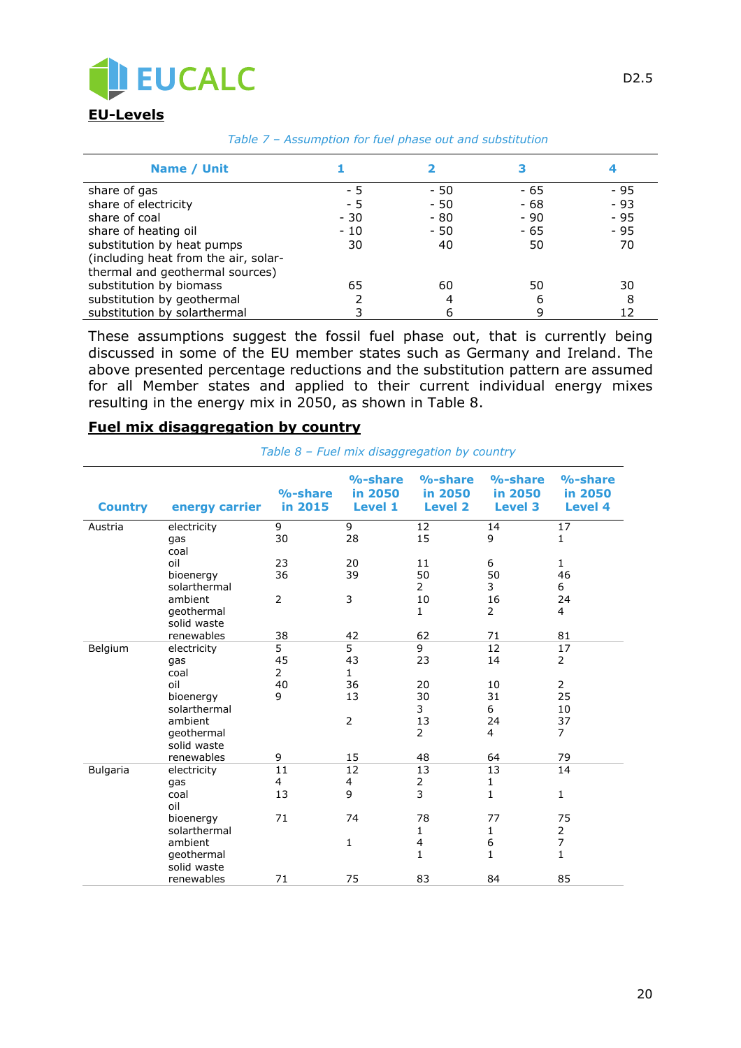**EU-Levels**

*Table 7 – Assumption for fuel phase out and substitution*

| Name / Unit | 1 | 2 | 3 | 4 |
|---|---|---|---|---|
| share of gas | - 5 | - 50 | - 65 | - 95 |
| share of electricity | - 5 | - 50 | - 68 | - 93 |
| share of coal | - 30 | - 80 | - 90 | - 95 |
| share of heating oil | - 10 | - 50 | - 65 | - 95 |
| substitution by heat pumps (including heat from the air, solar-thermal and geothermal sources) | 30 | 40 | 50 | 70 |
| substitution by biomass | 65 | 60 | 50 | 30 |
| substitution by geothermal | 2 | 4 | 6 | 8 |
| substitution by solarthermal | 3 | 6 | 9 | 12 |

These assumptions suggest the fossil fuel phase out, that is currently being discussed in some of the EU member states such as Germany and Ireland. The above presented percentage reductions and the substitution pattern are assumed for all Member states and applied to their current individual energy mixes resulting in the energy mix in 2050, as shown in Table 8.

**Fuel mix disaggregation by country**

*Table 8 – Fuel mix disaggregation by country*

| Country | energy carrier | %-share in 2015 | %-share in 2050 Level 1 | %-share in 2050 Level 2 | %-share in 2050 Level 3 | %-share in 2050 Level 4 |
|---|---|---|---|---|---|---|
| Austria | electricity | 9 | 9 | 12 | 14 | 17 |
| | gas | 30 | 28 | 15 | 9 | 1 |
| | coal | | | | | |
| | oil | 23 | 20 | 11 | 6 | 1 |
| | bioenergy | 36 | 39 | 50 | 50 | 46 |
| | solarthermal | | | 2 | 3 | 6 |
| | ambient | 2 | 3 | 10 | 16 | 24 |
| | geothermal | | | 1 | 2 | 4 |
| | solid waste | | | | | |
| | renewables | 38 | 42 | 62 | 71 | 81 |
| Belgium | electricity | 5 | 5 | 9 | 12 | 17 |
| | gas | 45 | 43 | 23 | 14 | 2 |
| | coal | 2 | 1 | | | |
| | oil | 40 | 36 | 20 | 10 | 2 |
| | bioenergy | 9 | 13 | 30 | 31 | 25 |
| | solarthermal | | | 3 | 6 | 10 |
| | ambient | | 2 | 13 | 24 | 37 |
| | geothermal | | | 2 | 4 | 7 |
| | solid waste | | | | | |
| | renewables | 9 | 15 | 48 | 64 | 79 |
| Bulgaria | electricity | 11 | 12 | 13 | 13 | 14 |
| | gas | 4 | 4 | 2 | 1 | |
| | coal | 13 | 9 | 3 | 1 | 1 |
| | oil | | | | | |
| | bioenergy | 71 | 74 | 78 | 77 | 75 |
| | solarthermal | | | 1 | 1 | 2 |
| | ambient | | 1 | 4 | 6 | 7 |
| | geothermal | | | 1 | 1 | 1 |
| | solid waste | | | | | |
| | renewables | 71 | 75 | 83 | 84 | 85 |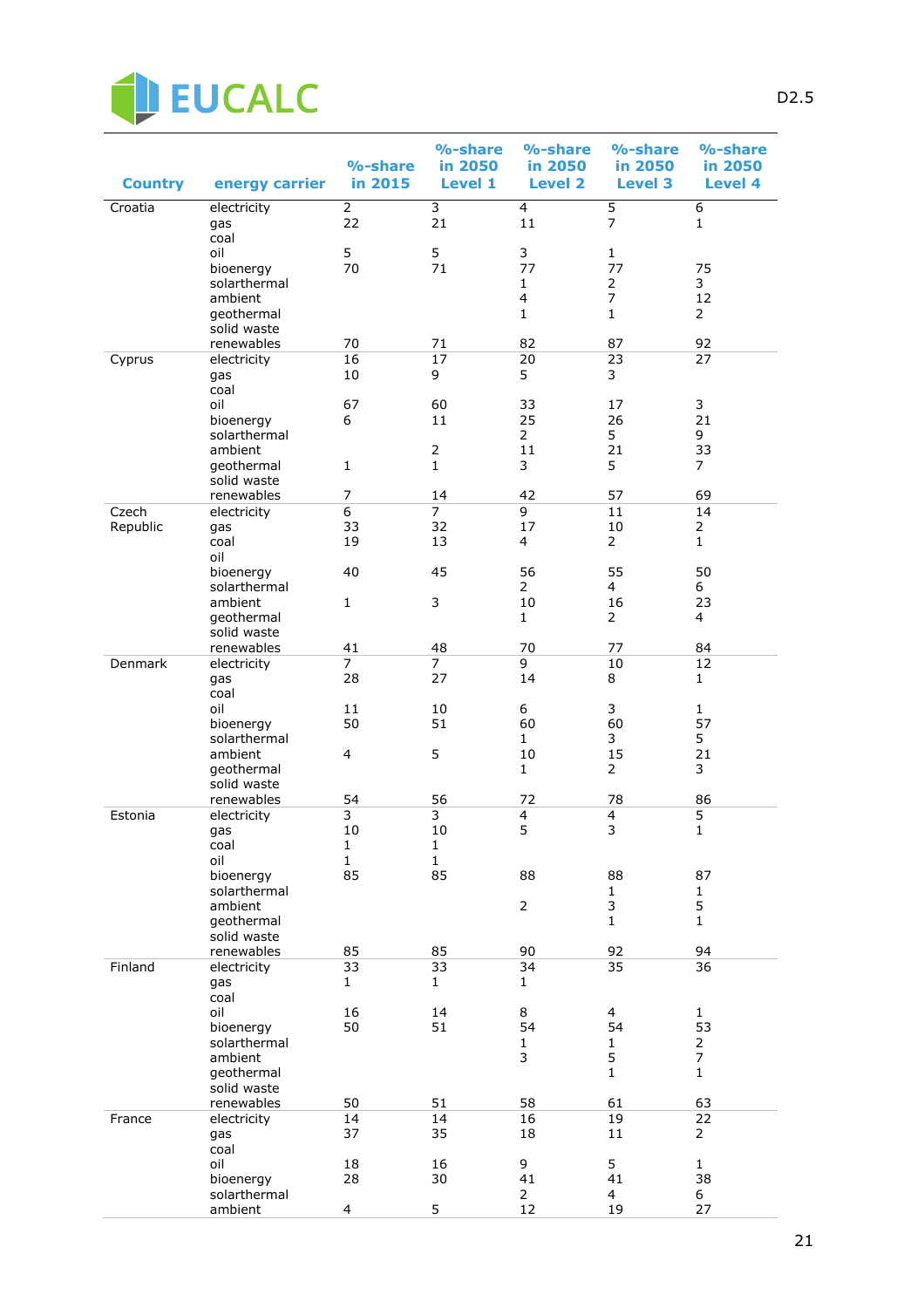| Country | energy carrier | %-share in 2015 | %-share in 2050 Level 1 | %-share in 2050 Level 2 | %-share in 2050 Level 3 | %-share in 2050 Level 4 |
|---|---|---|---|---|---|---|
| Croatia | electricity | 2 | 3 | 4 | 5 | 6 |
| | gas | 22 | 21 | 11 | 7 | 1 |
| | coal | | | | | |
| | oil | 5 | 5 | 3 | 1 | |
| | bioenergy | 70 | 71 | 77 | 77 | 75 |
| | solarthermal | | | 1 | 2 | 3 |
| | ambient | | | 4 | 7 | 12 |
| | geothermal | | | 1 | 1 | 2 |
| | solid waste | | | | | |
| | renewables | 70 | 71 | 82 | 87 | 92 |
| Cyprus | electricity | 16 | 17 | 20 | 23 | 27 |
| | gas | 10 | 9 | 5 | 3 | |
| | coal | | | | | |
| | oil | 67 | 60 | 33 | 17 | 3 |
| | bioenergy | 6 | 11 | 25 | 26 | 21 |
| | solarthermal | | | 2 | 5 | 9 |
| | ambient | | 2 | 11 | 21 | 33 |
| | geothermal | 1 | 1 | 3 | 5 | 7 |
| | solid waste | | | | | |
| | renewables | 7 | 14 | 42 | 57 | 69 |
| Czech Republic | electricity | 6 | 7 | 9 | 11 | 14 |
| | gas | 33 | 32 | 17 | 10 | 2 |
| | coal | 19 | 13 | 4 | 2 | 1 |
| | oil | | | | | |
| | bioenergy | 40 | 45 | 56 | 55 | 50 |
| | solarthermal | | | 2 | 4 | 6 |
| | ambient | 1 | 3 | 10 | 16 | 23 |
| | geothermal | | | 1 | 2 | 4 |
| | solid waste | | | | | |
| | renewables | 41 | 48 | 70 | 77 | 84 |
| Denmark | electricity | 7 | 7 | 9 | 10 | 12 |
| | gas | 28 | 27 | 14 | 8 | 1 |
| | coal | | | | | |
| | oil | 11 | 10 | 6 | 3 | 1 |
| | bioenergy | 50 | 51 | 60 | 60 | 57 |
| | solarthermal | | | 1 | 3 | 5 |
| | ambient | 4 | 5 | 10 | 15 | 21 |
| | geothermal | | | 1 | 2 | 3 |
| | solid waste | | | | | |
| | renewables | 54 | 56 | 72 | 78 | 86 |
| Estonia | electricity | 3 | 3 | 4 | 4 | 5 |
| | gas | 10 | 10 | 5 | 3 | 1 |
| | coal | 1 | 1 | | | |
| | oil | 1 | 1 | | | |
| | bioenergy | 85 | 85 | 88 | 88 | 87 |
| | solarthermal | | | | 1 | 1 |
| | ambient | | | 2 | 3 | 5 |
| | geothermal | | | | 1 | 1 |
| | solid waste | | | | | |
| | renewables | 85 | 85 | 90 | 92 | 94 |
| Finland | electricity | 33 | 33 | 34 | 35 | 36 |
| | gas | 1 | 1 | 1 | | |
| | coal | | | | | |
| | oil | 16 | 14 | 8 | 4 | 1 |
| | bioenergy | 50 | 51 | 54 | 54 | 53 |
| | solarthermal | | | 1 | 1 | 2 |
| | ambient | | | 3 | 5 | 7 |
| | geothermal | | | | 1 | 1 |
| | solid waste | | | | | |
| | renewables | 50 | 51 | 58 | 61 | 63 |
| France | electricity | 14 | 14 | 16 | 19 | 22 |
| | gas | 37 | 35 | 18 | 11 | 2 |
| | coal | | | | | |
| | oil | 18 | 16 | 9 | 5 | 1 |
| | bioenergy | 28 | 30 | 41 | 41 | 38 |
| | solarthermal | | | 2 | 4 | 6 |
| | ambient | 4 | 5 | 12 | 19 | 27 |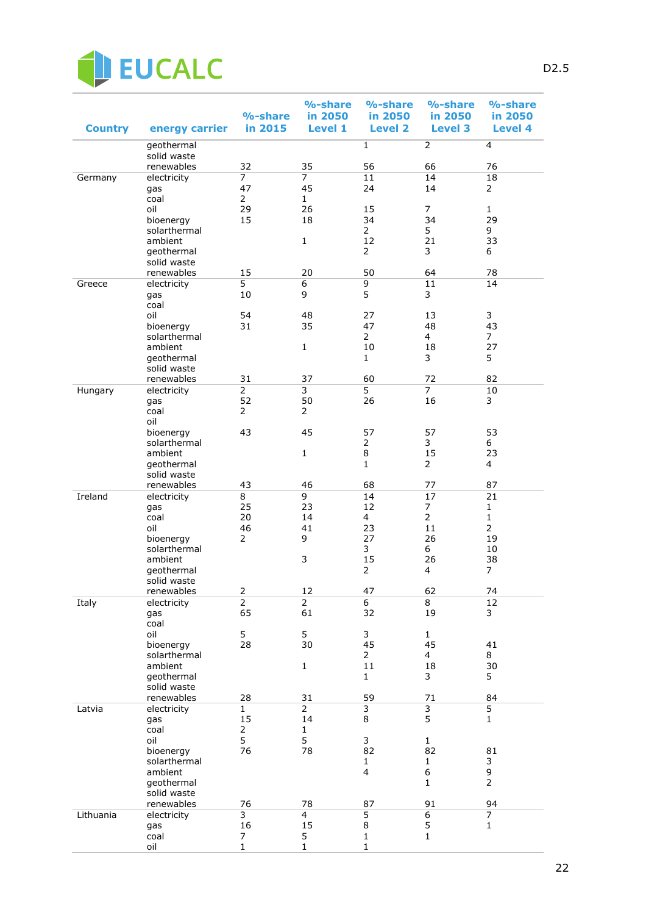| Country | energy carrier | %-share in 2015 | %-share in 2050 Level 1 | %-share in 2050 Level 2 | %-share in 2050 Level 3 | %-share in 2050 Level 4 |
|---|---|---|---|---|---|---|
| | geothermal | | | 1 | 2 | 4 |
| | solid waste | | | | | |
| | renewables | 32 | 35 | 56 | 66 | 76 |
| Germany | electricity | 7 | 7 | 11 | 14 | 18 |
| | gas | 47 | 45 | 24 | 14 | 2 |
| | coal | 2 | 1 | | | |
| | oil | 29 | 26 | 15 | 7 | 1 |
| | bioenergy | 15 | 18 | 34 | 34 | 29 |
| | solarthermal | | | 2 | 5 | 9 |
| | ambient | | 1 | 12 | 21 | 33 |
| | geothermal | | | 2 | 3 | 6 |
| | solid waste | | | | | |
| | renewables | 15 | 20 | 50 | 64 | 78 |
| Greece | electricity | 5 | 6 | 9 | 11 | 14 |
| | gas | 10 | 9 | 5 | 3 | |
| | coal | | | | | |
| | oil | 54 | 48 | 27 | 13 | 3 |
| | bioenergy | 31 | 35 | 47 | 48 | 43 |
| | solarthermal | | | 2 | 4 | 7 |
| | ambient | | 1 | 10 | 18 | 27 |
| | geothermal | | | 1 | 3 | 5 |
| | solid waste | | | | | |
| | renewables | 31 | 37 | 60 | 72 | 82 |
| Hungary | electricity | 2 | 3 | 5 | 7 | 10 |
| | gas | 52 | 50 | 26 | 16 | 3 |
| | coal | 2 | 2 | | | |
| | oil | | | | | |
| | bioenergy | 43 | 45 | 57 | 57 | 53 |
| | solarthermal | | | 2 | 3 | 6 |
| | ambient | | 1 | 8 | 15 | 23 |
| | geothermal | | | 1 | 2 | 4 |
| | solid waste | | | | | |
| | renewables | 43 | 46 | 68 | 77 | 87 |
| Ireland | electricity | 8 | 9 | 14 | 17 | 21 |
| | gas | 25 | 23 | 12 | 7 | 1 |
| | coal | 20 | 14 | 4 | 2 | 1 |
| | oil | 46 | 41 | 23 | 11 | 2 |
| | bioenergy | 2 | 9 | 27 | 26 | 19 |
| | solarthermal | | | 3 | 6 | 10 |
| | ambient | | 3 | 15 | 26 | 38 |
| | geothermal | | | 2 | 4 | 7 |
| | solid waste | | | | | |
| | renewables | 2 | 12 | 47 | 62 | 74 |
| Italy | electricity | 2 | 2 | 6 | 8 | 12 |
| | gas | 65 | 61 | 32 | 19 | 3 |
| | coal | | | | | |
| | oil | 5 | 5 | 3 | 1 | |
| | bioenergy | 28 | 30 | 45 | 45 | 41 |
| | solarthermal | | | 2 | 4 | 8 |
| | ambient | | 1 | 11 | 18 | 30 |
| | geothermal | | | 1 | 3 | 5 |
| | solid waste | | | | | |
| | renewables | 28 | 31 | 59 | 71 | 84 |
| Latvia | electricity | 1 | 2 | 3 | 3 | 5 |
| | gas | 15 | 14 | 8 | 5 | 1 |
| | coal | 2 | 1 | | | |
| | oil | 5 | 5 | 3 | 1 | |
| | bioenergy | 76 | 78 | 82 | 82 | 81 |
| | solarthermal | | | 1 | 1 | 3 |
| | ambient | | | 4 | 6 | 9 |
| | geothermal | | | | 1 | 2 |
| | solid waste | | | | | |
| | renewables | 76 | 78 | 87 | 91 | 94 |
| Lithuania | electricity | 3 | 4 | 5 | 6 | 7 |
| | gas | 16 | 15 | 8 | 5 | 1 |
| | coal | 7 | 5 | 1 | 1 | |
| | oil | 1 | 1 | 1 | | |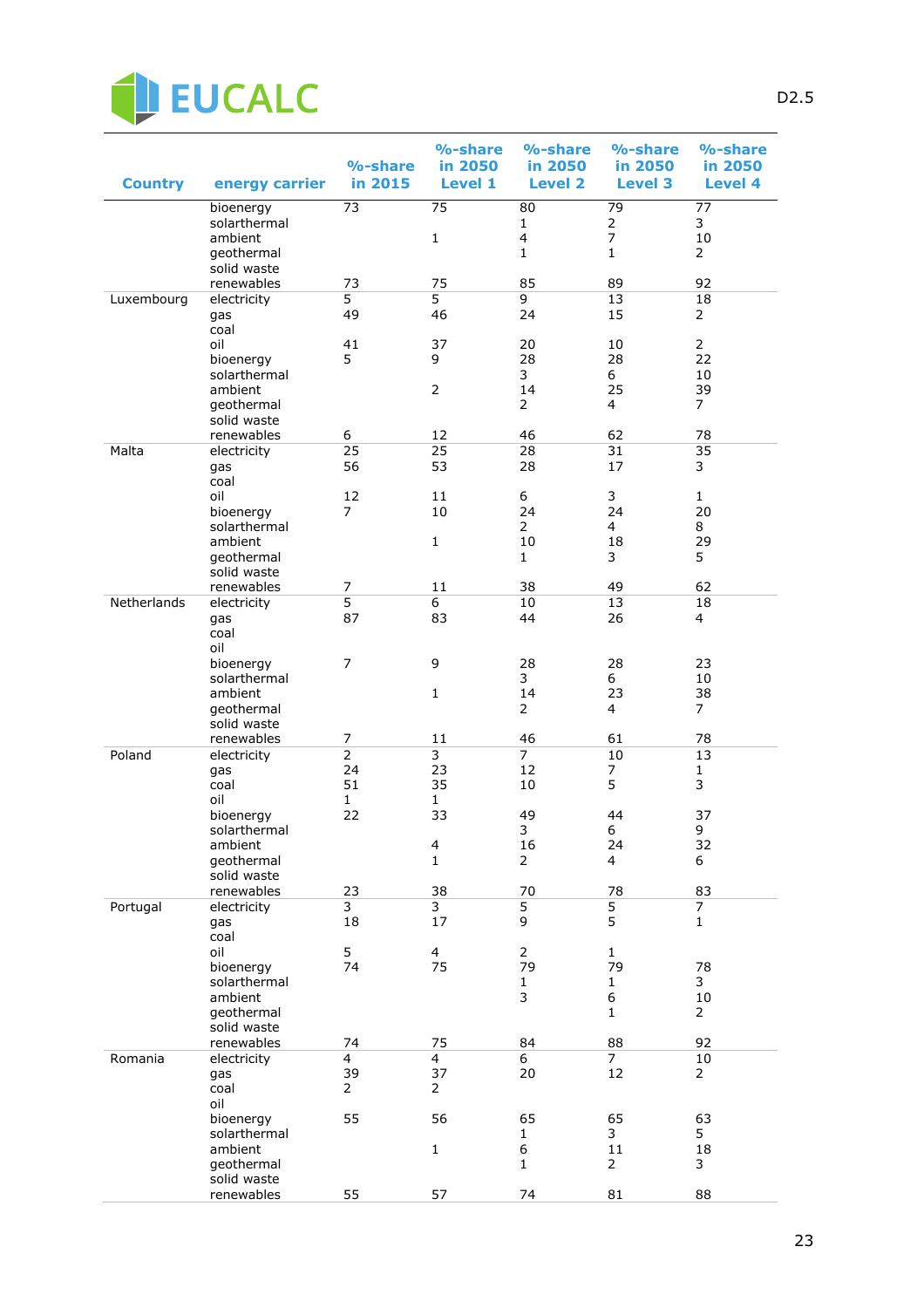| Country | energy carrier | %-share in 2015 | %-share in 2050 Level 1 | %-share in 2050 Level 2 | %-share in 2050 Level 3 | %-share in 2050 Level 4 |
|---|---|---|---|---|---|---|
| | bioenergy | 73 | 75 | 80 | 79 | 77 |
| | solarthermal | | | 1 | 2 | 3 |
| | ambient | | 1 | 4 | 7 | 10 |
| | geothermal | | | 1 | 1 | 2 |
| | solid waste | | | | | |
| | renewables | 73 | 75 | 85 | 89 | 92 |
| Luxembourg | electricity | 5 | 5 | 9 | 13 | 18 |
| | gas | 49 | 46 | 24 | 15 | 2 |
| | coal | | | | | |
| | oil | 41 | 37 | 20 | 10 | 2 |
| | bioenergy | 5 | 9 | 28 | 28 | 22 |
| | solarthermal | | | 3 | 6 | 10 |
| | ambient | | 2 | 14 | 25 | 39 |
| | geothermal | | | 2 | 4 | 7 |
| | solid waste | | | | | |
| | renewables | 6 | 12 | 46 | 62 | 78 |
| Malta | electricity | 25 | 25 | 28 | 31 | 35 |
| | gas | 56 | 53 | 28 | 17 | 3 |
| | coal | | | | | |
| | oil | 12 | 11 | 6 | 3 | 1 |
| | bioenergy | 7 | 10 | 24 | 24 | 20 |
| | solarthermal | | | 2 | 4 | 8 |
| | ambient | | 1 | 10 | 18 | 29 |
| | geothermal | | | 1 | 3 | 5 |
| | solid waste | | | | | |
| | renewables | 7 | 11 | 38 | 49 | 62 |
| Netherlands | electricity | 5 | 6 | 10 | 13 | 18 |
| | gas | 87 | 83 | 44 | 26 | 4 |
| | coal | | | | | |
| | oil | | | | | |
| | bioenergy | 7 | 9 | 28 | 28 | 23 |
| | solarthermal | | | 3 | 6 | 10 |
| | ambient | | 1 | 14 | 23 | 38 |
| | geothermal | | | 2 | 4 | 7 |
| | solid waste | | | | | |
| | renewables | 7 | 11 | 46 | 61 | 78 |
| Poland | electricity | 2 | 3 | 7 | 10 | 13 |
| | gas | 24 | 23 | 12 | 7 | 1 |
| | coal | 51 | 35 | 10 | 5 | 3 |
| | oil | 1 | 1 | | | |
| | bioenergy | 22 | 33 | 49 | 44 | 37 |
| | solarthermal | | | 3 | 6 | 9 |
| | ambient | | 4 | 16 | 24 | 32 |
| | geothermal | | 1 | 2 | 4 | 6 |
| | solid waste | | | | | |
| | renewables | 23 | 38 | 70 | 78 | 83 |
| Portugal | electricity | 3 | 3 | 5 | 5 | 7 |
| | gas | 18 | 17 | 9 | 5 | 1 |
| | coal | | | | | |
| | oil | 5 | 4 | 2 | 1 | |
| | bioenergy | 74 | 75 | 79 | 79 | 78 |
| | solarthermal | | | 1 | 1 | 3 |
| | ambient | | | 3 | 6 | 10 |
| | geothermal | | | | 1 | 2 |
| | solid waste | | | | | |
| | renewables | 74 | 75 | 84 | 88 | 92 |
| Romania | electricity | 4 | 4 | 6 | 7 | 10 |
| | gas | 39 | 37 | 20 | 12 | 2 |
| | coal | 2 | 2 | | | |
| | oil | | | | | |
| | bioenergy | 55 | 56 | 65 | 65 | 63 |
| | solarthermal | | | 1 | 3 | 5 |
| | ambient | | 1 | 6 | 11 | 18 |
| | geothermal | | | 1 | 2 | 3 |
| | solid waste | | | | | |
| | renewables | 55 | 57 | 74 | 81 | 88 |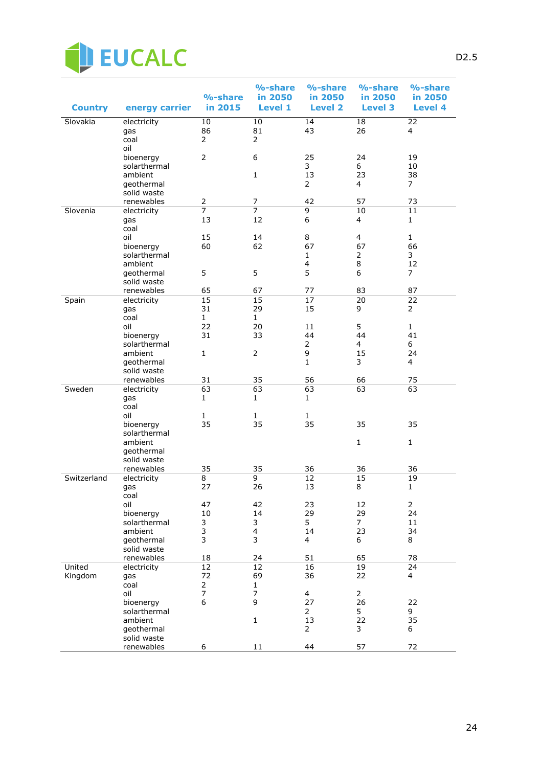| Country | energy carrier | %-share in 2015 | %-share in 2050 Level 1 | %-share in 2050 Level 2 | %-share in 2050 Level 3 | %-share in 2050 Level 4 |
|---|---|---|---|---|---|---|
| Slovakia | electricity | 10 | 10 | 14 | 18 | 22 |
| | gas | 86 | 81 | 43 | 26 | 4 |
| | coal | 2 | 2 | | | |
| | oil | | | | | |
| | bioenergy | 2 | 6 | 25 | 24 | 19 |
| | solarthermal | | | 3 | 6 | 10 |
| | ambient | | 1 | 13 | 23 | 38 |
| | geothermal | | | 2 | 4 | 7 |
| | solid waste | | | | | |
| | renewables | 2 | 7 | 42 | 57 | 73 |
| Slovenia | electricity | 7 | 7 | 9 | 10 | 11 |
| | gas | 13 | 12 | 6 | 4 | 1 |
| | coal | | | | | |
| | oil | 15 | 14 | 8 | 4 | 1 |
| | bioenergy | 60 | 62 | 67 | 67 | 66 |
| | solarthermal | | | 1 | 2 | 3 |
| | ambient | | | 4 | 8 | 12 |
| | geothermal | 5 | 5 | 5 | 6 | 7 |
| | solid waste | | | | | |
| | renewables | 65 | 67 | 77 | 83 | 87 |
| Spain | electricity | 15 | 15 | 17 | 20 | 22 |
| | gas | 31 | 29 | 15 | 9 | 2 |
| | coal | 1 | 1 | | | |
| | oil | 22 | 20 | 11 | 5 | 1 |
| | bioenergy | 31 | 33 | 44 | 44 | 41 |
| | solarthermal | | | 2 | 4 | 6 |
| | ambient | 1 | 2 | 9 | 15 | 24 |
| | geothermal | | | 1 | 3 | 4 |
| | solid waste | | | | | |
| | renewables | 31 | 35 | 56 | 66 | 75 |
| Sweden | electricity | 63 | 63 | 63 | 63 | 63 |
| | gas | 1 | 1 | 1 | | |
| | coal | | | | | |
| | oil | 1 | 1 | 1 | | |
| | bioenergy | 35 | 35 | 35 | 35 | 35 |
| | solarthermal | | | | | |
| | ambient | | | | 1 | 1 |
| | geothermal | | | | | |
| | solid waste | | | | | |
| | renewables | 35 | 35 | 36 | 36 | 36 |
| Switzerland | electricity | 8 | 9 | 12 | 15 | 19 |
| | gas | 27 | 26 | 13 | 8 | 1 |
| | coal | | | | | |
| | oil | 47 | 42 | 23 | 12 | 2 |
| | bioenergy | 10 | 14 | 29 | 29 | 24 |
| | solarthermal | 3 | 3 | 5 | 7 | 11 |
| | ambient | 3 | 4 | 14 | 23 | 34 |
| | geothermal | 3 | 3 | 4 | 6 | 8 |
| | solid waste | | | | | |
| | renewables | 18 | 24 | 51 | 65 | 78 |
| United Kingdom | electricity | 12 | 12 | 16 | 19 | 24 |
| | gas | 72 | 69 | 36 | 22 | 4 |
| | coal | 2 | 1 | | | |
| | oil | 7 | 7 | 4 | 2 | |
| | bioenergy | 6 | 9 | 27 | 26 | 22 |
| | solarthermal | | | 2 | 5 | 9 |
| | ambient | | 1 | 13 | 22 | 35 |
| | geothermal | | | 2 | 3 | 6 |
| | solid waste | | | | | |
| | renewables | 6 | 11 | 44 | 57 | 72 |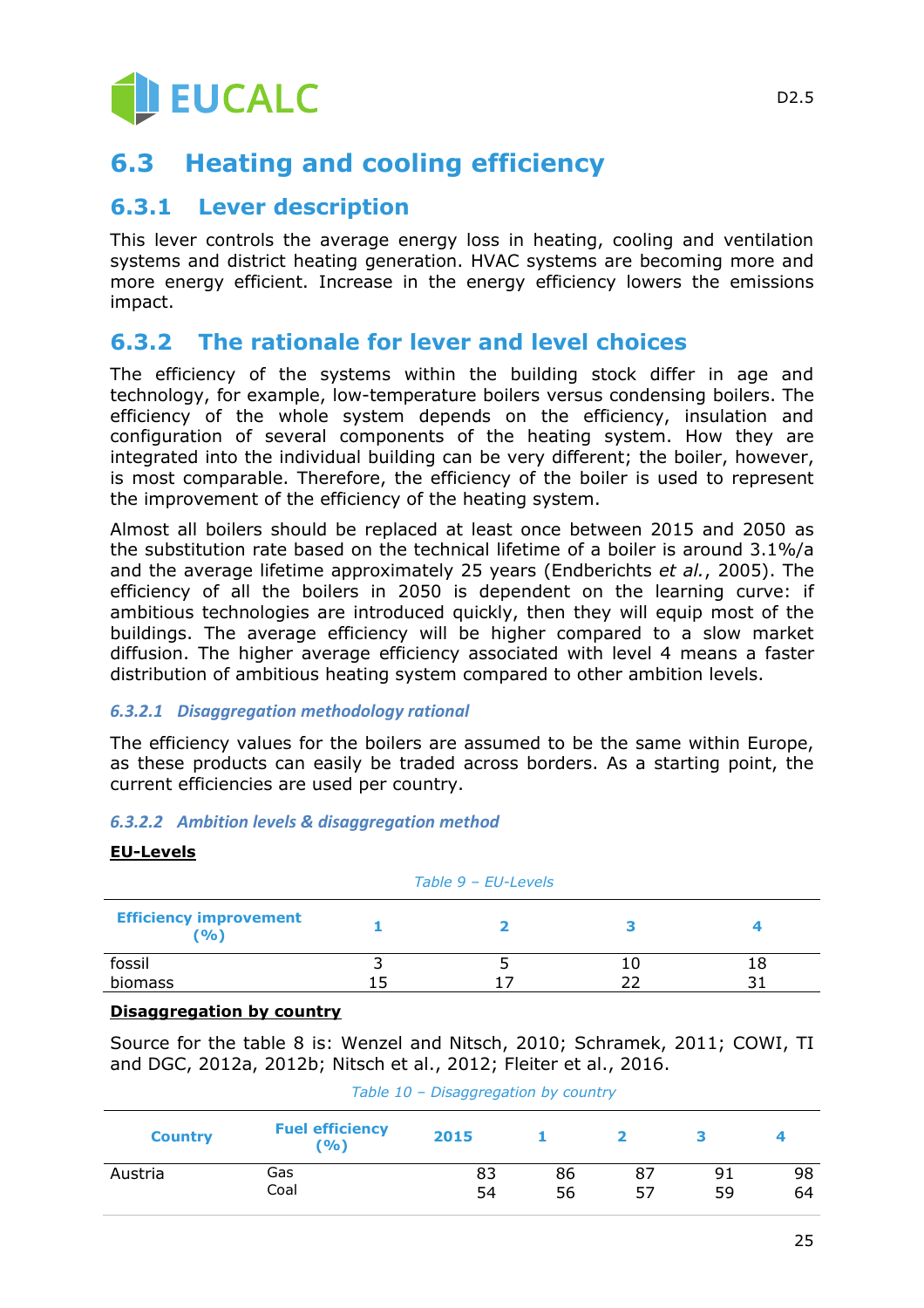## 6.3 Heating and cooling efficiency

### 6.3.1 Lever description

This lever controls the average energy loss in heating, cooling and ventilation systems and district heating generation. HVAC systems are becoming more and more energy efficient. Increase in the energy efficiency lowers the emissions impact.

### 6.3.2 The rationale for lever and level choices

The efficiency of the systems within the building stock differ in age and technology, for example, low-temperature boilers versus condensing boilers. The efficiency of the whole system depends on the efficiency, insulation and configuration of several components of the heating system. How they are integrated into the individual building can be very different; the boiler, however, is most comparable. Therefore, the efficiency of the boiler is used to represent the improvement of the efficiency of the heating system.

Almost all boilers should be replaced at least once between 2015 and 2050 as the substitution rate based on the technical lifetime of a boiler is around 3.1%/a and the average lifetime approximately 25 years (Endberichts *et al.*, 2005). The efficiency of all the boilers in 2050 is dependent on the learning curve: if ambitious technologies are introduced quickly, then they will equip most of the buildings. The average efficiency will be higher compared to a slow market diffusion. The higher average efficiency associated with level 4 means a faster distribution of ambitious heating system compared to other ambition levels.

#### 6.3.2.1 Disaggregation methodology rational

The efficiency values for the boilers are assumed to be the same within Europe, as these products can easily be traded across borders. As a starting point, the current efficiencies are used per country.

#### 6.3.2.2 Ambition levels & disaggregation method

**EU-Levels**

*Table 9 – EU-Levels*

| Efficiency improvement (%) | 1 | 2 | 3 | 4 |
|---|---|---|---|---|
| fossil | 3 | 5 | 10 | 18 |
| biomass | 15 | 17 | 22 | 31 |

**Disaggregation by country**

Source for the table 8 is: Wenzel and Nitsch, 2010; Schramek, 2011; COWI, TI and DGC, 2012a, 2012b; Nitsch et al., 2012; Fleiter et al., 2016.

*Table 10 – Disaggregation by country*

| Country | Fuel efficiency (%) | 2015 | 1 | 2 | 3 | 4 |
|---|---|---|---|---|---|---|
| Austria | Gas | 83 | 86 | 87 | 91 | 98 |
| | Coal | 54 | 56 | 57 | 59 | 64 |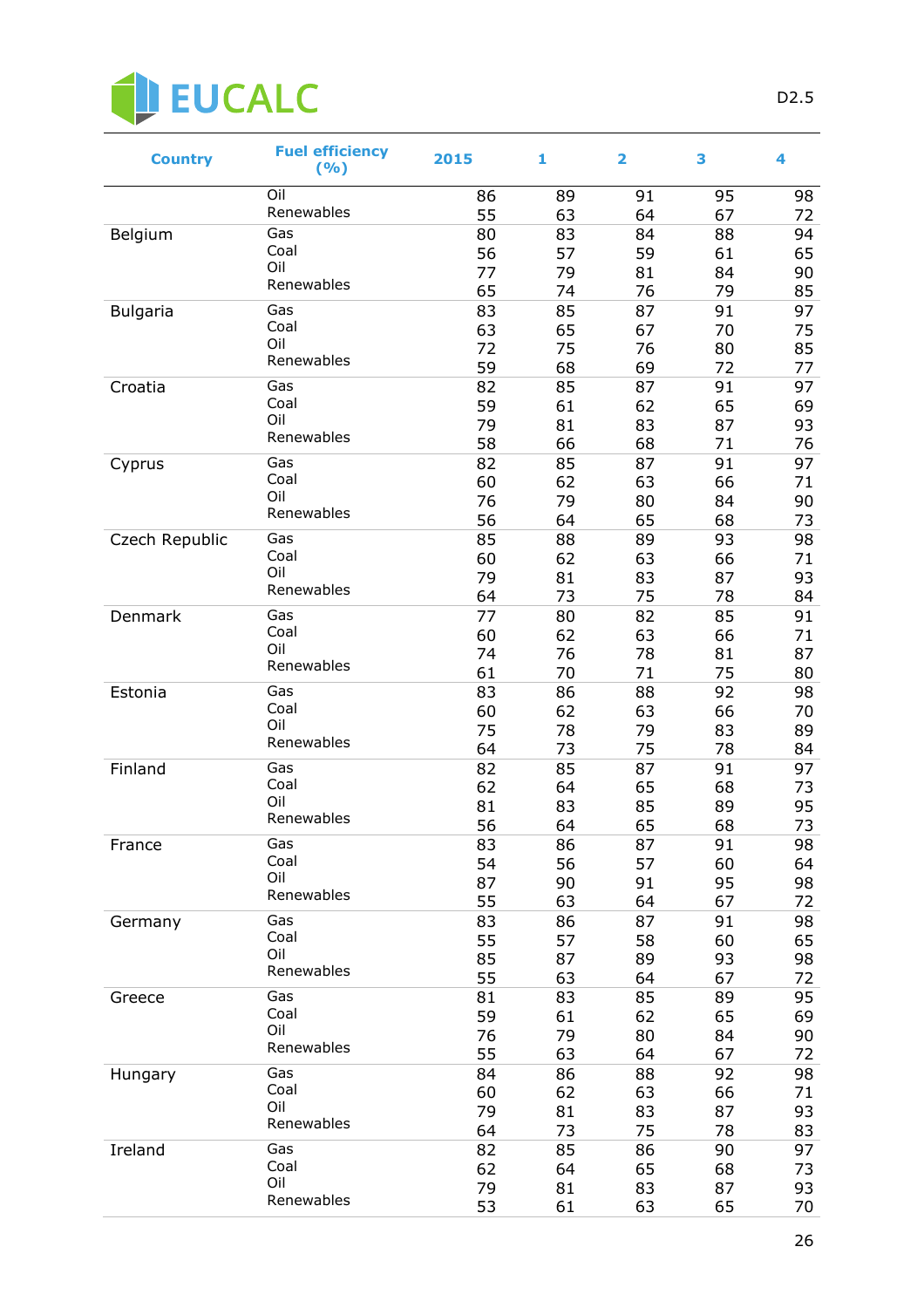| Country | Fuel efficiency (%) | 2015 | 1 | 2 | 3 | 4 |
|---|---|---|---|---|---|---|
| | Oil | 86 | 89 | 91 | 95 | 98 |
| | Renewables | 55 | 63 | 64 | 67 | 72 |
| Belgium | Gas | 80 | 83 | 84 | 88 | 94 |
| | Coal | 56 | 57 | 59 | 61 | 65 |
| | Oil | 77 | 79 | 81 | 84 | 90 |
| | Renewables | 65 | 74 | 76 | 79 | 85 |
| Bulgaria | Gas | 83 | 85 | 87 | 91 | 97 |
| | Coal | 63 | 65 | 67 | 70 | 75 |
| | Oil | 72 | 75 | 76 | 80 | 85 |
| | Renewables | 59 | 68 | 69 | 72 | 77 |
| Croatia | Gas | 82 | 85 | 87 | 91 | 97 |
| | Coal | 59 | 61 | 62 | 65 | 69 |
| | Oil | 79 | 81 | 83 | 87 | 93 |
| | Renewables | 58 | 66 | 68 | 71 | 76 |
| Cyprus | Gas | 82 | 85 | 87 | 91 | 97 |
| | Coal | 60 | 62 | 63 | 66 | 71 |
| | Oil | 76 | 79 | 80 | 84 | 90 |
| | Renewables | 56 | 64 | 65 | 68 | 73 |
| Czech Republic | Gas | 85 | 88 | 89 | 93 | 98 |
| | Coal | 60 | 62 | 63 | 66 | 71 |
| | Oil | 79 | 81 | 83 | 87 | 93 |
| | Renewables | 64 | 73 | 75 | 78 | 84 |
| Denmark | Gas | 77 | 80 | 82 | 85 | 91 |
| | Coal | 60 | 62 | 63 | 66 | 71 |
| | Oil | 74 | 76 | 78 | 81 | 87 |
| | Renewables | 61 | 70 | 71 | 75 | 80 |
| Estonia | Gas | 83 | 86 | 88 | 92 | 98 |
| | Coal | 60 | 62 | 63 | 66 | 70 |
| | Oil | 75 | 78 | 79 | 83 | 89 |
| | Renewables | 64 | 73 | 75 | 78 | 84 |
| Finland | Gas | 82 | 85 | 87 | 91 | 97 |
| | Coal | 62 | 64 | 65 | 68 | 73 |
| | Oil | 81 | 83 | 85 | 89 | 95 |
| | Renewables | 56 | 64 | 65 | 68 | 73 |
| France | Gas | 83 | 86 | 87 | 91 | 98 |
| | Coal | 54 | 56 | 57 | 60 | 64 |
| | Oil | 87 | 90 | 91 | 95 | 98 |
| | Renewables | 55 | 63 | 64 | 67 | 72 |
| Germany | Gas | 83 | 86 | 87 | 91 | 98 |
| | Coal | 55 | 57 | 58 | 60 | 65 |
| | Oil | 85 | 87 | 89 | 93 | 98 |
| | Renewables | 55 | 63 | 64 | 67 | 72 |
| Greece | Gas | 81 | 83 | 85 | 89 | 95 |
| | Coal | 59 | 61 | 62 | 65 | 69 |
| | Oil | 76 | 79 | 80 | 84 | 90 |
| | Renewables | 55 | 63 | 64 | 67 | 72 |
| Hungary | Gas | 84 | 86 | 88 | 92 | 98 |
| | Coal | 60 | 62 | 63 | 66 | 71 |
| | Oil | 79 | 81 | 83 | 87 | 93 |
| | Renewables | 64 | 73 | 75 | 78 | 83 |
| Ireland | Gas | 82 | 85 | 86 | 90 | 97 |
| | Coal | 62 | 64 | 65 | 68 | 73 |
| | Oil | 79 | 81 | 83 | 87 | 93 |
| | Renewables | 53 | 61 | 63 | 65 | 70 |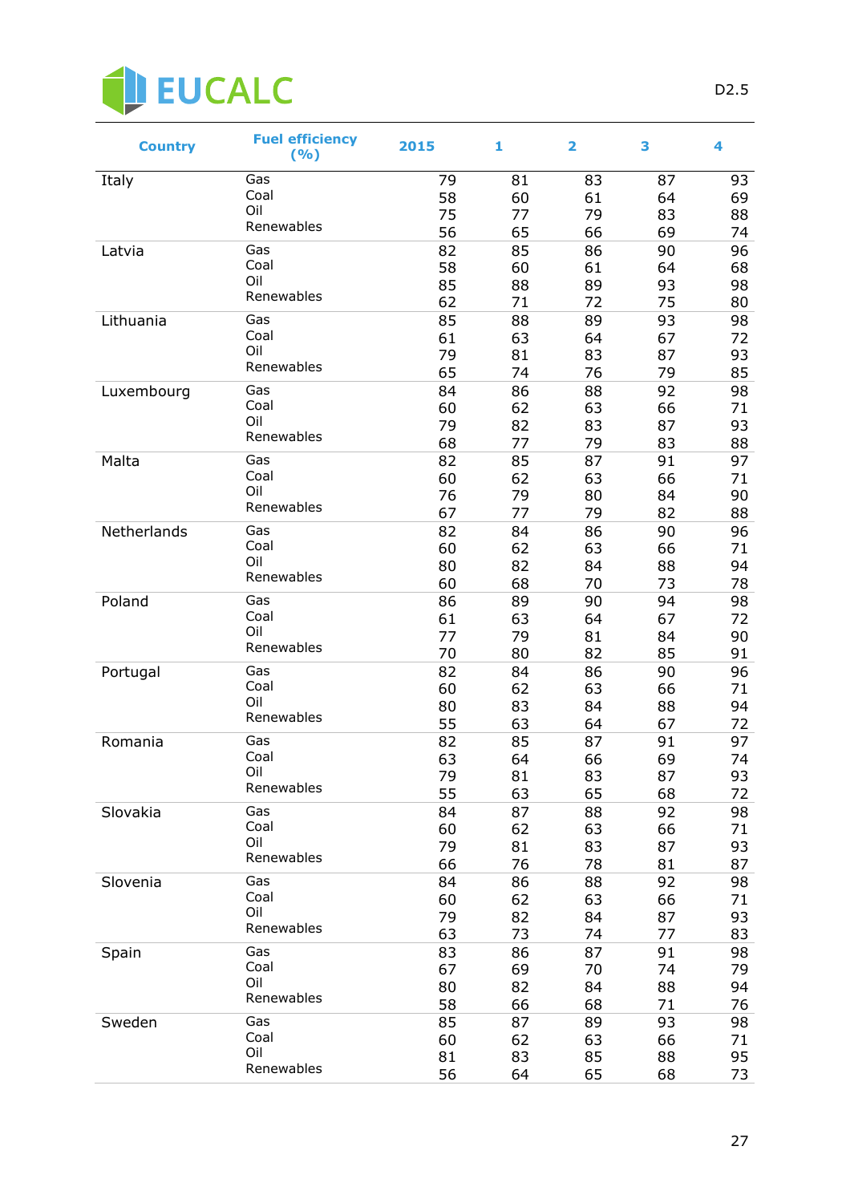| Country | Fuel efficiency (%) | 2015 | 1 | 2 | 3 | 4 |
|---|---|---|---|---|---|---|
| Italy | Gas | 79 | 81 | 83 | 87 | 93 |
| | Coal | 58 | 60 | 61 | 64 | 69 |
| | Oil | 75 | 77 | 79 | 83 | 88 |
| | Renewables | 56 | 65 | 66 | 69 | 74 |
| Latvia | Gas | 82 | 85 | 86 | 90 | 96 |
| | Coal | 58 | 60 | 61 | 64 | 68 |
| | Oil | 85 | 88 | 89 | 93 | 98 |
| | Renewables | 62 | 71 | 72 | 75 | 80 |
| Lithuania | Gas | 85 | 88 | 89 | 93 | 98 |
| | Coal | 61 | 63 | 64 | 67 | 72 |
| | Oil | 79 | 81 | 83 | 87 | 93 |
| | Renewables | 65 | 74 | 76 | 79 | 85 |
| Luxembourg | Gas | 84 | 86 | 88 | 92 | 98 |
| | Coal | 60 | 62 | 63 | 66 | 71 |
| | Oil | 79 | 82 | 83 | 87 | 93 |
| | Renewables | 68 | 77 | 79 | 83 | 88 |
| Malta | Gas | 82 | 85 | 87 | 91 | 97 |
| | Coal | 60 | 62 | 63 | 66 | 71 |
| | Oil | 76 | 79 | 80 | 84 | 90 |
| | Renewables | 67 | 77 | 79 | 82 | 88 |
| Netherlands | Gas | 82 | 84 | 86 | 90 | 96 |
| | Coal | 60 | 62 | 63 | 66 | 71 |
| | Oil | 80 | 82 | 84 | 88 | 94 |
| | Renewables | 60 | 68 | 70 | 73 | 78 |
| Poland | Gas | 86 | 89 | 90 | 94 | 98 |
| | Coal | 61 | 63 | 64 | 67 | 72 |
| | Oil | 77 | 79 | 81 | 84 | 90 |
| | Renewables | 70 | 80 | 82 | 85 | 91 |
| Portugal | Gas | 82 | 84 | 86 | 90 | 96 |
| | Coal | 60 | 62 | 63 | 66 | 71 |
| | Oil | 80 | 83 | 84 | 88 | 94 |
| | Renewables | 55 | 63 | 64 | 67 | 72 |
| Romania | Gas | 82 | 85 | 87 | 91 | 97 |
| | Coal | 63 | 64 | 66 | 69 | 74 |
| | Oil | 79 | 81 | 83 | 87 | 93 |
| | Renewables | 55 | 63 | 65 | 68 | 72 |
| Slovakia | Gas | 84 | 87 | 88 | 92 | 98 |
| | Coal | 60 | 62 | 63 | 66 | 71 |
| | Oil | 79 | 81 | 83 | 87 | 93 |
| | Renewables | 66 | 76 | 78 | 81 | 87 |
| Slovenia | Gas | 84 | 86 | 88 | 92 | 98 |
| | Coal | 60 | 62 | 63 | 66 | 71 |
| | Oil | 79 | 82 | 84 | 87 | 93 |
| | Renewables | 63 | 73 | 74 | 77 | 83 |
| Spain | Gas | 83 | 86 | 87 | 91 | 98 |
| | Coal | 67 | 69 | 70 | 74 | 79 |
| | Oil | 80 | 82 | 84 | 88 | 94 |
| | Renewables | 58 | 66 | 68 | 71 | 76 |
| Sweden | Gas | 85 | 87 | 89 | 93 | 98 |
| | Coal | 60 | 62 | 63 | 66 | 71 |
| | Oil | 81 | 83 | 85 | 88 | 95 |
| | Renewables | 56 | 64 | 65 | 68 | 73 |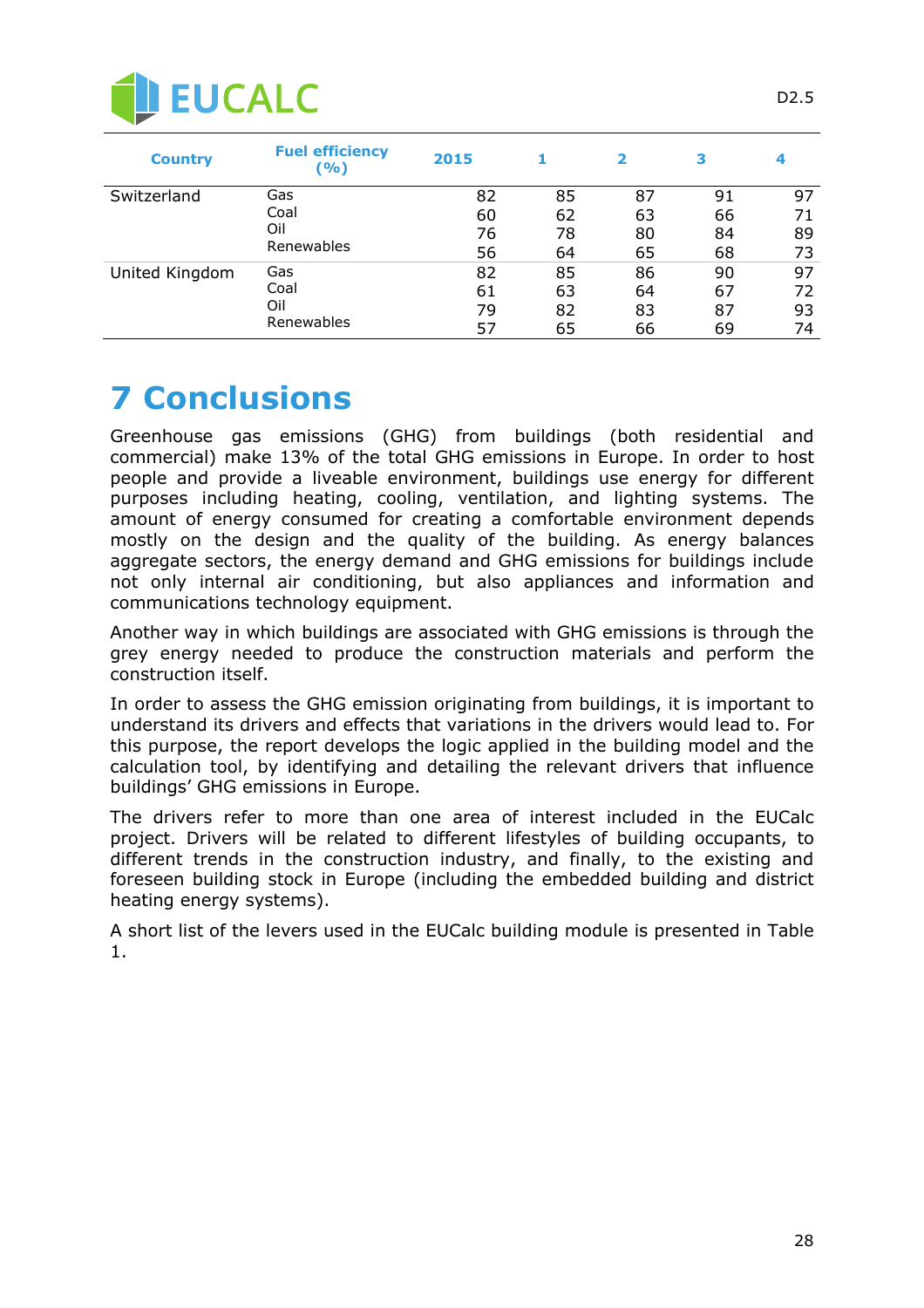| Country | Fuel efficiency (%) | 2015 | 1 | 2 | 3 | 4 |
|---|---|---|---|---|---|---|
| Switzerland | Gas | 82 | 85 | 87 | 91 | 97 |
| | Coal | 60 | 62 | 63 | 66 | 71 |
| | Oil | 76 | 78 | 80 | 84 | 89 |
| | Renewables | 56 | 64 | 65 | 68 | 73 |
| United Kingdom | Gas | 82 | 85 | 86 | 90 | 97 |
| | Coal | 61 | 63 | 64 | 67 | 72 |
| | Oil | 79 | 82 | 83 | 87 | 93 |
| | Renewables | 57 | 65 | 66 | 69 | 74 |

# 7 Conclusions

Greenhouse gas emissions (GHG) from buildings (both residential and commercial) make 13% of the total GHG emissions in Europe. In order to host people and provide a liveable environment, buildings use energy for different purposes including heating, cooling, ventilation, and lighting systems. The amount of energy consumed for creating a comfortable environment depends mostly on the design and the quality of the building. As energy balances aggregate sectors, the energy demand and GHG emissions for buildings include not only internal air conditioning, but also appliances and information and communications technology equipment.

Another way in which buildings are associated with GHG emissions is through the grey energy needed to produce the construction materials and perform the construction itself.

In order to assess the GHG emission originating from buildings, it is important to understand its drivers and effects that variations in the drivers would lead to. For this purpose, the report develops the logic applied in the building model and the calculation tool, by identifying and detailing the relevant drivers that influence buildings' GHG emissions in Europe.

The drivers refer to more than one area of interest included in the EUCalc project. Drivers will be related to different lifestyles of building occupants, to different trends in the construction industry, and finally, to the existing and foreseen building stock in Europe (including the embedded building and district heating energy systems).

A short list of the levers used in the EUCalc building module is presented in Table 1.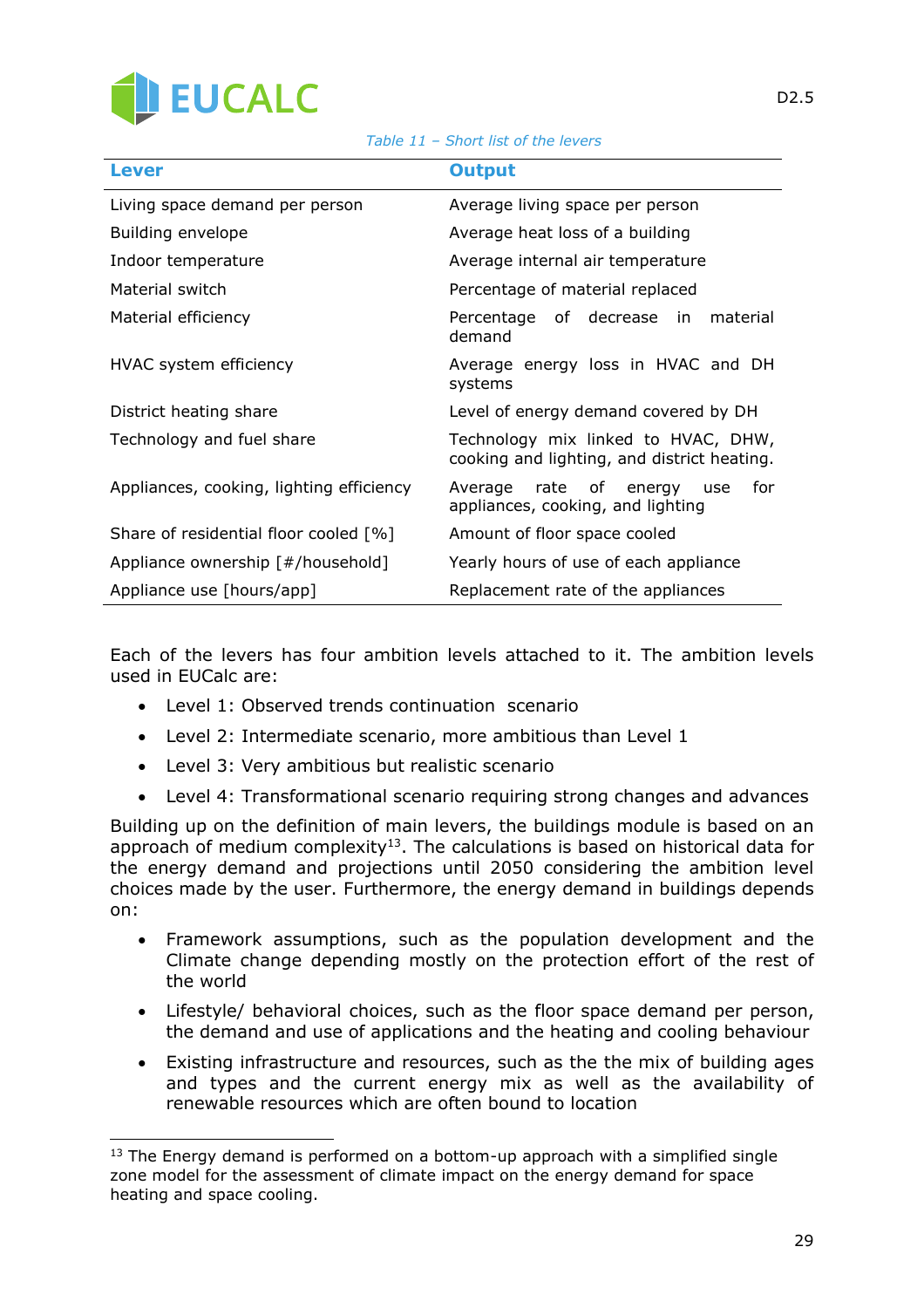*Table 11 – Short list of the levers*

| **Lever** | **Output** |
|---|---|
| Living space demand per person | Average living space per person |
| Building envelope | Average heat loss of a building |
| Indoor temperature | Average internal air temperature |
| Material switch | Percentage of material replaced |
| Material efficiency | Percentage of decrease in material demand |
| HVAC system efficiency | Average energy loss in HVAC and DH systems |
| District heating share | Level of energy demand covered by DH |
| Technology and fuel share | Technology mix linked to HVAC, DHW, cooking and lighting, and district heating. |
| Appliances, cooking, lighting efficiency | Average rate of energy use for appliances, cooking, and lighting |
| Share of residential floor cooled [%] | Amount of floor space cooled |
| Appliance ownership [#/household] | Yearly hours of use of each appliance |
| Appliance use [hours/app] | Replacement rate of the appliances |

Each of the levers has four ambition levels attached to it. The ambition levels used in EUCalc are:

- Level 1: Observed trends continuation scenario
- Level 2: Intermediate scenario, more ambitious than Level 1
- Level 3: Very ambitious but realistic scenario
- Level 4: Transformational scenario requiring strong changes and advances

Building up on the definition of main levers, the buildings module is based on an approach of medium complexity[13]. The calculations is based on historical data for the energy demand and projections until 2050 considering the ambition level choices made by the user. Furthermore, the energy demand in buildings depends on:

- Framework assumptions, such as the population development and the Climate change depending mostly on the protection effort of the rest of the world
- Lifestyle/ behavioral choices, such as the floor space demand per person, the demand and use of applications and the heating and cooling behaviour
- Existing infrastructure and resources, such as the the mix of building ages and types and the current energy mix as well as the availability of renewable resources which are often bound to location

[13] The Energy demand is performed on a bottom-up approach with a simplified single zone model for the assessment of climate impact on the energy demand for space heating and space cooling.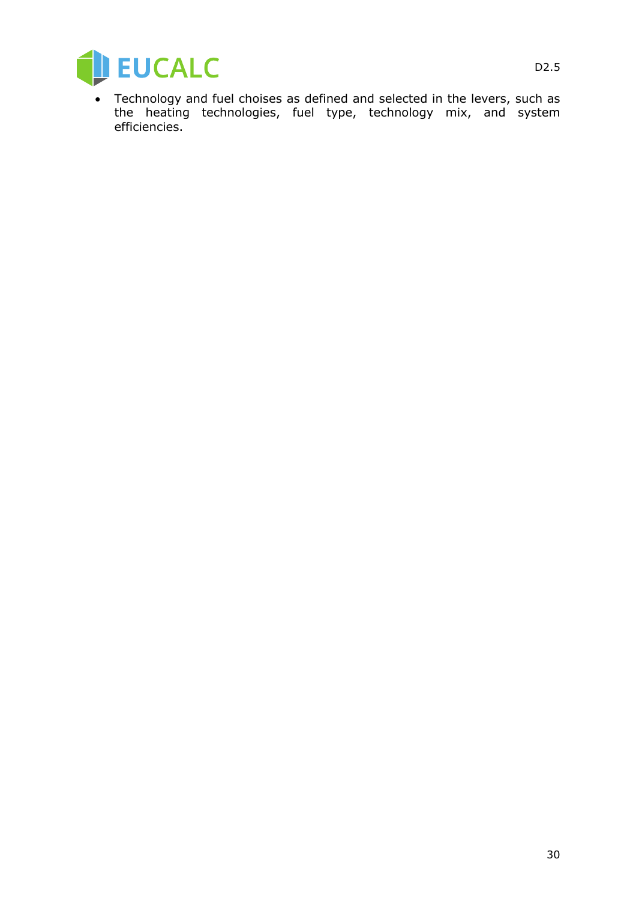- Technology and fuel choises as defined and selected in the levers, such as the heating technologies, fuel type, technology mix, and system efficiencies.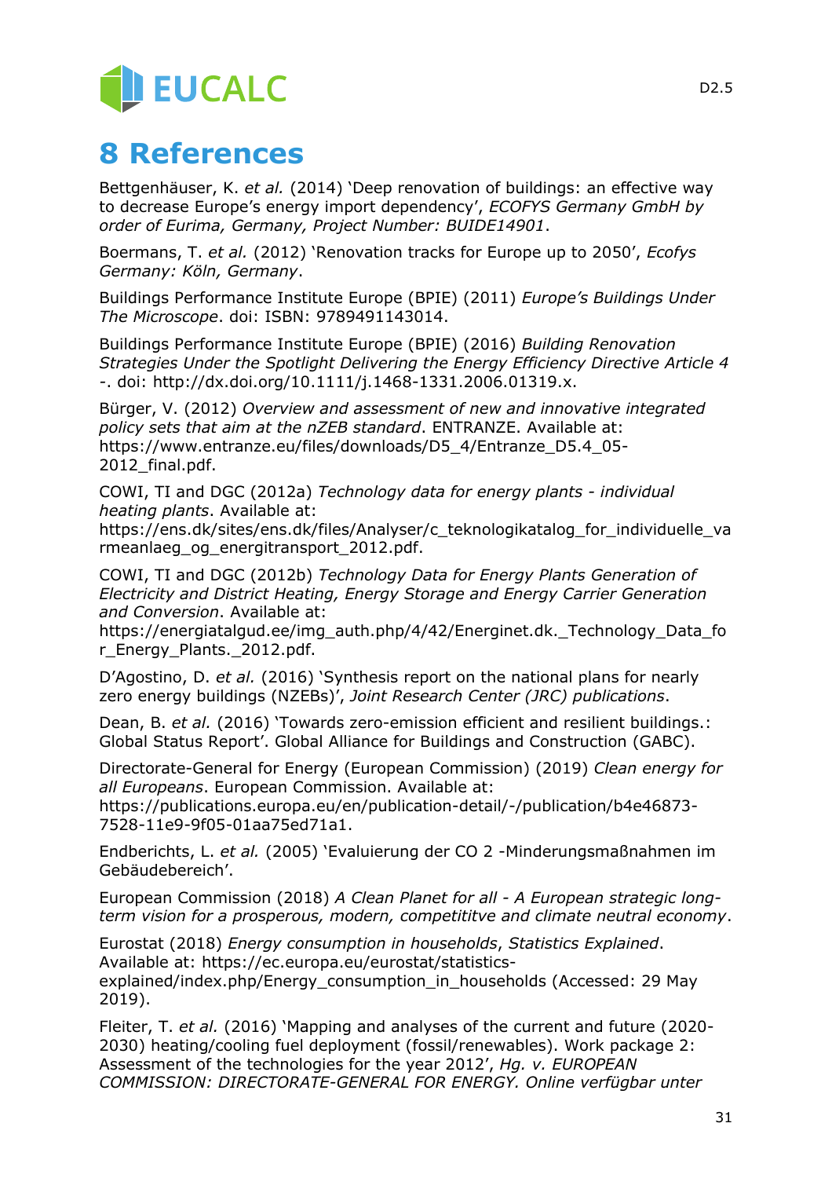# 8 References

Bettgenhäuser, K. *et al.* (2014) 'Deep renovation of buildings: an effective way to decrease Europe's energy import dependency', *ECOFYS Germany GmbH by order of Eurima, Germany, Project Number: BUIDE14901*.

Boermans, T. *et al.* (2012) 'Renovation tracks for Europe up to 2050', *Ecofys Germany: Köln, Germany*.

Buildings Performance Institute Europe (BPIE) (2011) *Europe's Buildings Under The Microscope*. doi: ISBN: 9789491143014.

Buildings Performance Institute Europe (BPIE) (2016) *Building Renovation Strategies Under the Spotlight Delivering the Energy Efficiency Directive Article 4 -*. doi: http://dx.doi.org/10.1111/j.1468-1331.2006.01319.x.

Bürger, V. (2012) *Overview and assessment of new and innovative integrated policy sets that aim at the nZEB standard*. ENTRANZE. Available at: https://www.entranze.eu/files/downloads/D5_4/Entranze_D5.4_05-2012_final.pdf.

COWI, TI and DGC (2012a) *Technology data for energy plants - individual heating plants*. Available at: https://ens.dk/sites/ens.dk/files/Analyser/c_teknologikatalog_for_individuelle_varmeanlaeg_og_energitransport_2012.pdf.

COWI, TI and DGC (2012b) *Technology Data for Energy Plants Generation of Electricity and District Heating, Energy Storage and Energy Carrier Generation and Conversion*. Available at: https://energiatalgud.ee/img_auth.php/4/42/Energinet.dk._Technology_Data_for_Energy_Plants._2012.pdf.

D'Agostino, D. *et al.* (2016) 'Synthesis report on the national plans for nearly zero energy buildings (NZEBs)', *Joint Research Center (JRC) publications*.

Dean, B. *et al.* (2016) 'Towards zero-emission efficient and resilient buildings.: Global Status Report'. Global Alliance for Buildings and Construction (GABC).

Directorate-General for Energy (European Commission) (2019) *Clean energy for all Europeans*. European Commission. Available at: https://publications.europa.eu/en/publication-detail/-/publication/b4e46873-7528-11e9-9f05-01aa75ed71a1.

Endberichts, L. *et al.* (2005) 'Evaluierung der CO 2 -Minderungsmaßnahmen im Gebäudebereich'.

European Commission (2018) *A Clean Planet for all - A European strategic long-term vision for a prosperous, modern, competititve and climate neutral economy*.

Eurostat (2018) *Energy consumption in households*, *Statistics Explained*. Available at: https://ec.europa.eu/eurostat/statistics-explained/index.php/Energy_consumption_in_households (Accessed: 29 May 2019).

Fleiter, T. *et al.* (2016) 'Mapping and analyses of the current and future (2020-2030) heating/cooling fuel deployment (fossil/renewables). Work package 2: Assessment of the technologies for the year 2012', *Hg. v. EUROPEAN COMMISSION: DIRECTORATE-GENERAL FOR ENERGY. Online verfügbar unter*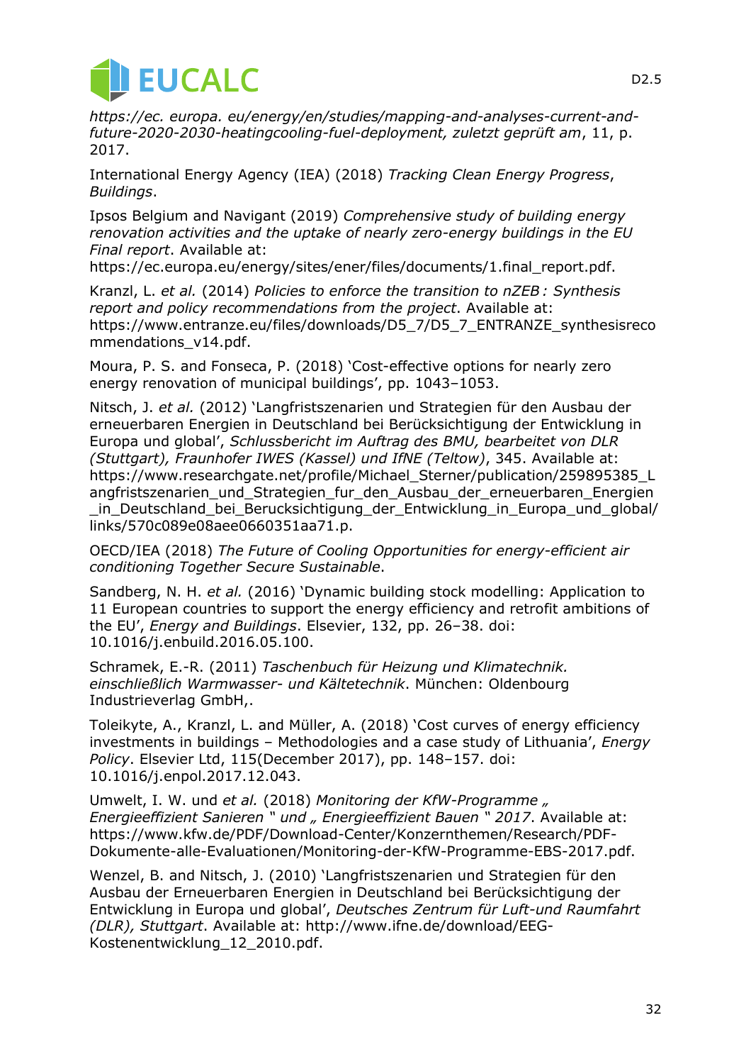*https://ec. europa. eu/energy/en/studies/mapping-and-analyses-current-and-future-2020-2030-heatingcooling-fuel-deployment, zuletzt geprüft am*, 11, p. 2017.

International Energy Agency (IEA) (2018) *Tracking Clean Energy Progress*, *Buildings*.

Ipsos Belgium and Navigant (2019) *Comprehensive study of building energy renovation activities and the uptake of nearly zero-energy buildings in the EU Final report*. Available at: https://ec.europa.eu/energy/sites/ener/files/documents/1.final_report.pdf.

Kranzl, L. *et al.* (2014) *Policies to enforce the transition to nZEB : Synthesis report and policy recommendations from the project*. Available at: https://www.entranze.eu/files/downloads/D5_7/D5_7_ENTRANZE_synthesisrecommendations_v14.pdf.

Moura, P. S. and Fonseca, P. (2018) 'Cost-effective options for nearly zero energy renovation of municipal buildings', pp. 1043–1053.

Nitsch, J. *et al.* (2012) 'Langfristszenarien und Strategien für den Ausbau der erneuerbaren Energien in Deutschland bei Berücksichtigung der Entwicklung in Europa und global', *Schlussbericht im Auftrag des BMU, bearbeitet von DLR (Stuttgart), Fraunhofer IWES (Kassel) und IfNE (Teltow)*, 345. Available at: https://www.researchgate.net/profile/Michael_Sterner/publication/259895385_Langfristszenarien_und_Strategien_fur_den_Ausbau_der_erneuerbaren_Energien_in_Deutschland_bei_Berucksichtigung_der_Entwicklung_in_Europa_und_global/links/570c089e08aee0660351aa71.p.

OECD/IEA (2018) *The Future of Cooling Opportunities for energy-efficient air conditioning Together Secure Sustainable*.

Sandberg, N. H. *et al.* (2016) 'Dynamic building stock modelling: Application to 11 European countries to support the energy efficiency and retrofit ambitions of the EU', *Energy and Buildings*. Elsevier, 132, pp. 26–38. doi: 10.1016/j.enbuild.2016.05.100.

Schramek, E.-R. (2011) *Taschenbuch für Heizung und Klimatechnik. einschließlich Warmwasser- und Kältetechnik*. München: Oldenbourg Industrieverlag GmbH,.

Toleikyte, A., Kranzl, L. and Müller, A. (2018) 'Cost curves of energy efficiency investments in buildings – Methodologies and a case study of Lithuania', *Energy Policy*. Elsevier Ltd, 115(December 2017), pp. 148–157. doi: 10.1016/j.enpol.2017.12.043.

Umwelt, I. W. und *et al.* (2018) *Monitoring der KfW-Programme „ Energieeffizient Sanieren " und „ Energieeffizient Bauen " 2017*. Available at: https://www.kfw.de/PDF/Download-Center/Konzernthemen/Research/PDF-Dokumente-alle-Evaluationen/Monitoring-der-KfW-Programme-EBS-2017.pdf.

Wenzel, B. and Nitsch, J. (2010) 'Langfristszenarien und Strategien für den Ausbau der Erneuerbaren Energien in Deutschland bei Berücksichtigung der Entwicklung in Europa und global', *Deutsches Zentrum für Luft-und Raumfahrt (DLR), Stuttgart*. Available at: http://www.ifne.de/download/EEG-Kostenentwicklung_12_2010.pdf.